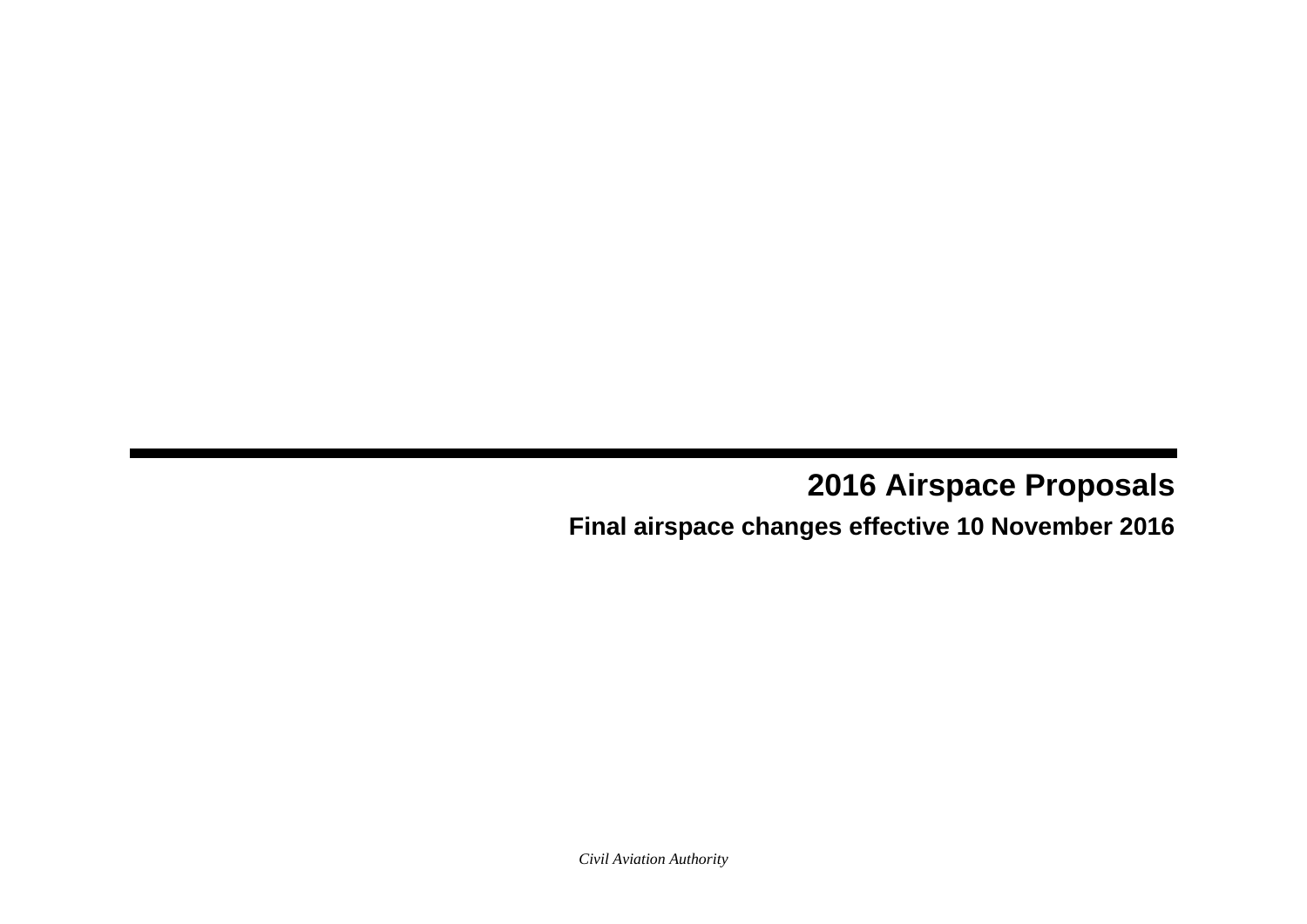# 2016 Airspace Proposals

## Final airspace changes effective 10 November 2016

*Civil Aviation Authority*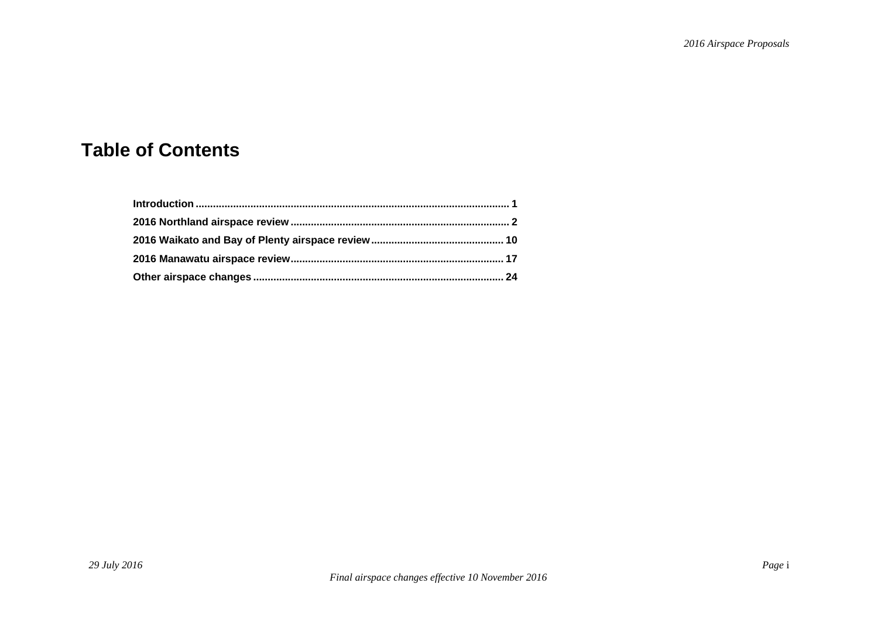# Table of Contents

**Introduction** ........................................................................................................... **1**

**2016 Northland airspace review** ........................................................................... **2**

**2016 Waikato and Bay of Plenty airspace review** ............................................. **10**

**2016 Manawatu airspace review** ......................................................................... **17**

**Other airspace changes** ...................................................................................... **24**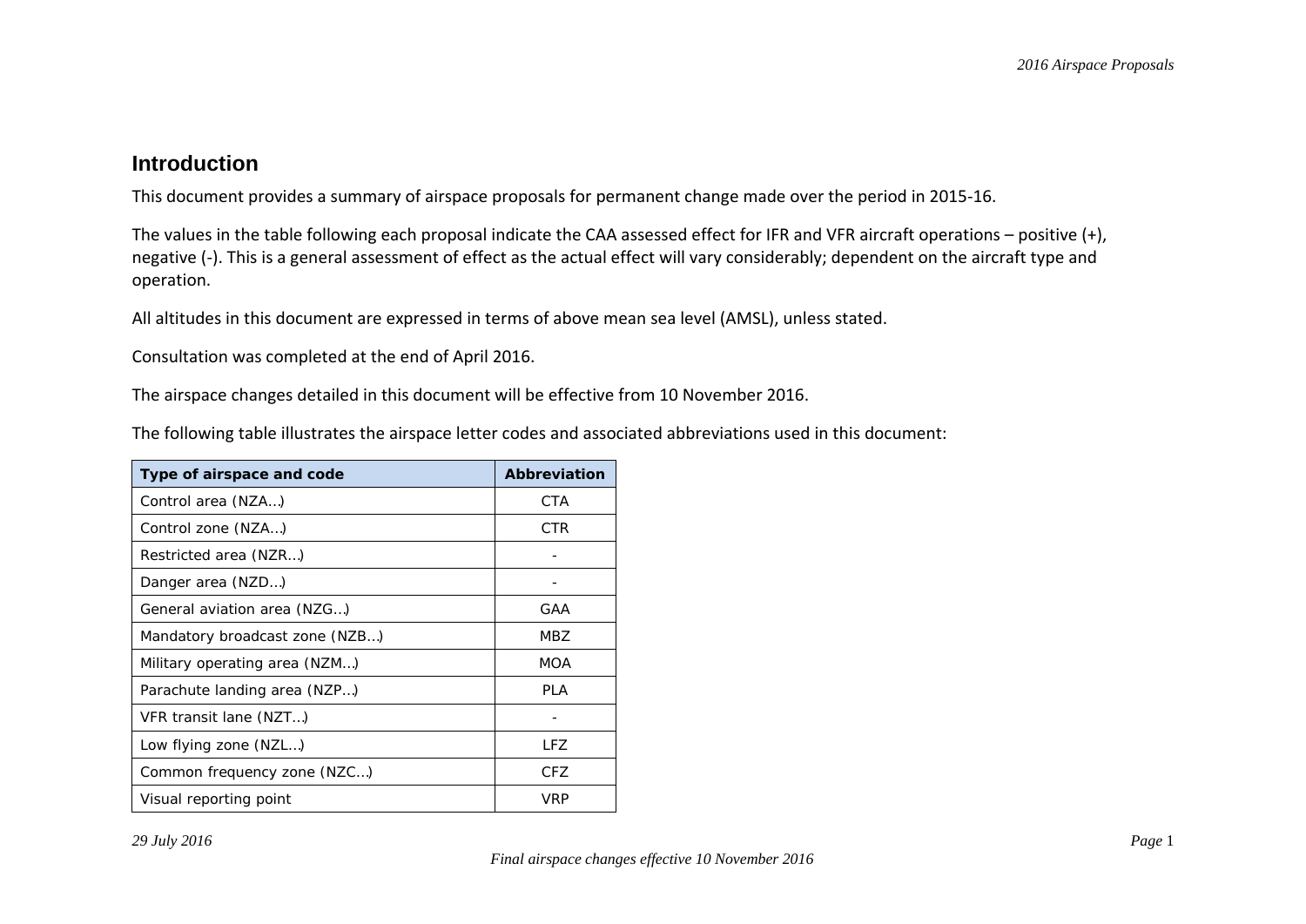## Introduction

This document provides a summary of airspace proposals for permanent change made over the period in 2015-16.

The values in the table following each proposal indicate the CAA assessed effect for IFR and VFR aircraft operations – positive (+), negative (-). This is a general assessment of effect as the actual effect will vary considerably; dependent on the aircraft type and operation.

All altitudes in this document are expressed in terms of above mean sea level (AMSL), unless stated.

Consultation was completed at the end of April 2016.

The airspace changes detailed in this document will be effective from 10 November 2016.

The following table illustrates the airspace letter codes and associated abbreviations used in this document:

| Type of airspace and code | Abbreviation |
|---|---|
| Control area (NZA…) | CTA |
| Control zone (NZA…) | CTR |
| Restricted area (NZR…) | - |
| Danger area (NZD…) | - |
| General aviation area (NZG…) | GAA |
| Mandatory broadcast zone (NZB…) | MBZ |
| Military operating area (NZM…) | MOA |
| Parachute landing area (NZP…) | PLA |
| VFR transit lane (NZT…) | - |
| Low flying zone (NZL…) | LFZ |
| Common frequency zone (NZC…) | CFZ |
| Visual reporting point | VRP |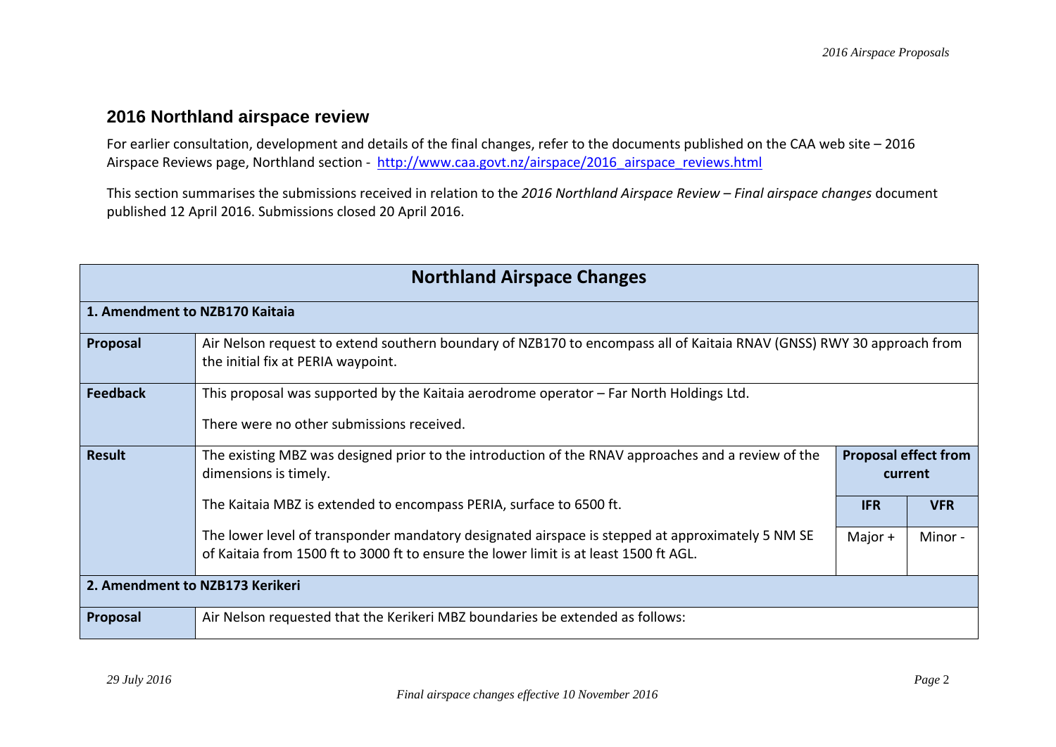## 2016 Northland airspace review

For earlier consultation, development and details of the final changes, refer to the documents published on the CAA web site – 2016 Airspace Reviews page, Northland section - http://www.caa.govt.nz/airspace/2016_airspace_reviews.html

This section summarises the submissions received in relation to the *2016 Northland Airspace Review – Final airspace changes* document published 12 April 2016. Submissions closed 20 April 2016.

| **Northland Airspace Changes** | | | |
|---|---|---|---|
| **1. Amendment to NZB170 Kaitaia** | | | |
| **Proposal** | Air Nelson request to extend southern boundary of NZB170 to encompass all of Kaitaia RNAV (GNSS) RWY 30 approach from the initial fix at PERIA waypoint. | | |
| **Feedback** | This proposal was supported by the Kaitaia aerodrome operator – Far North Holdings Ltd.<br><br>There were no other submissions received. | | |
| **Result** | The existing MBZ was designed prior to the introduction of the RNAV approaches and a review of the dimensions is timely. | **Proposal effect from current** | |
| | The Kaitaia MBZ is extended to encompass PERIA, surface to 6500 ft. | **IFR** | **VFR** |
| | The lower level of transponder mandatory designated airspace is stepped at approximately 5 NM SE of Kaitaia from 1500 ft to 3000 ft to ensure the lower limit is at least 1500 ft AGL. | Major + | Minor - |
| **2. Amendment to NZB173 Kerikeri** | | | |
| **Proposal** | Air Nelson requested that the Kerikeri MBZ boundaries be extended as follows: | | |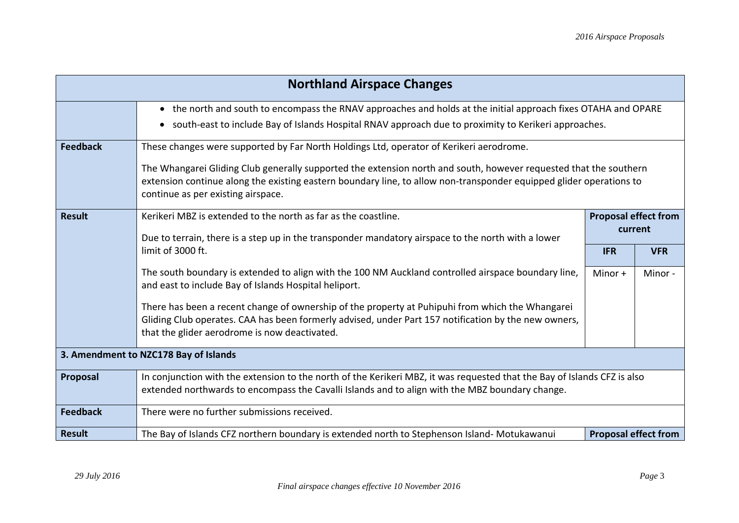## Northland Airspace Changes

| | | | |
|---|---|---|---|
| | • the north and south to encompass the RNAV approaches and holds at the initial approach fixes OTAHA and OPARE<br>• south-east to include Bay of Islands Hospital RNAV approach due to proximity to Kerikeri approaches. | | |
| **Feedback** | These changes were supported by Far North Holdings Ltd, operator of Kerikeri aerodrome.<br><br>The Whangarei Gliding Club generally supported the extension north and south, however requested that the southern extension continue along the existing eastern boundary line, to allow non-transponder equipped glider operations to continue as per existing airspace. | | |
| **Result** | Kerikeri MBZ is extended to the north as far as the coastline.<br><br>Due to terrain, there is a step up in the transponder mandatory airspace to the north with a lower limit of 3000 ft.<br><br>The south boundary is extended to align with the 100 NM Auckland controlled airspace boundary line, and east to include Bay of Islands Hospital heliport.<br><br>There has been a recent change of ownership of the property at Puhipuhi from which the Whangarei Gliding Club operates. CAA has been formerly advised, under Part 157 notification by the new owners, that the glider aerodrome is now deactivated. | **Proposal effect from current**<br>**IFR**: Minor + | <br>**VFR**: Minor - |
| **3. Amendment to NZC178 Bay of Islands** | | | |
| **Proposal** | In conjunction with the extension to the north of the Kerikeri MBZ, it was requested that the Bay of Islands CFZ is also extended northwards to encompass the Cavalli Islands and to align with the MBZ boundary change. | | |
| **Feedback** | There were no further submissions received. | | |
| **Result** | The Bay of Islands CFZ northern boundary is extended north to Stephenson Island- Motukawanui | **Proposal effect from** | |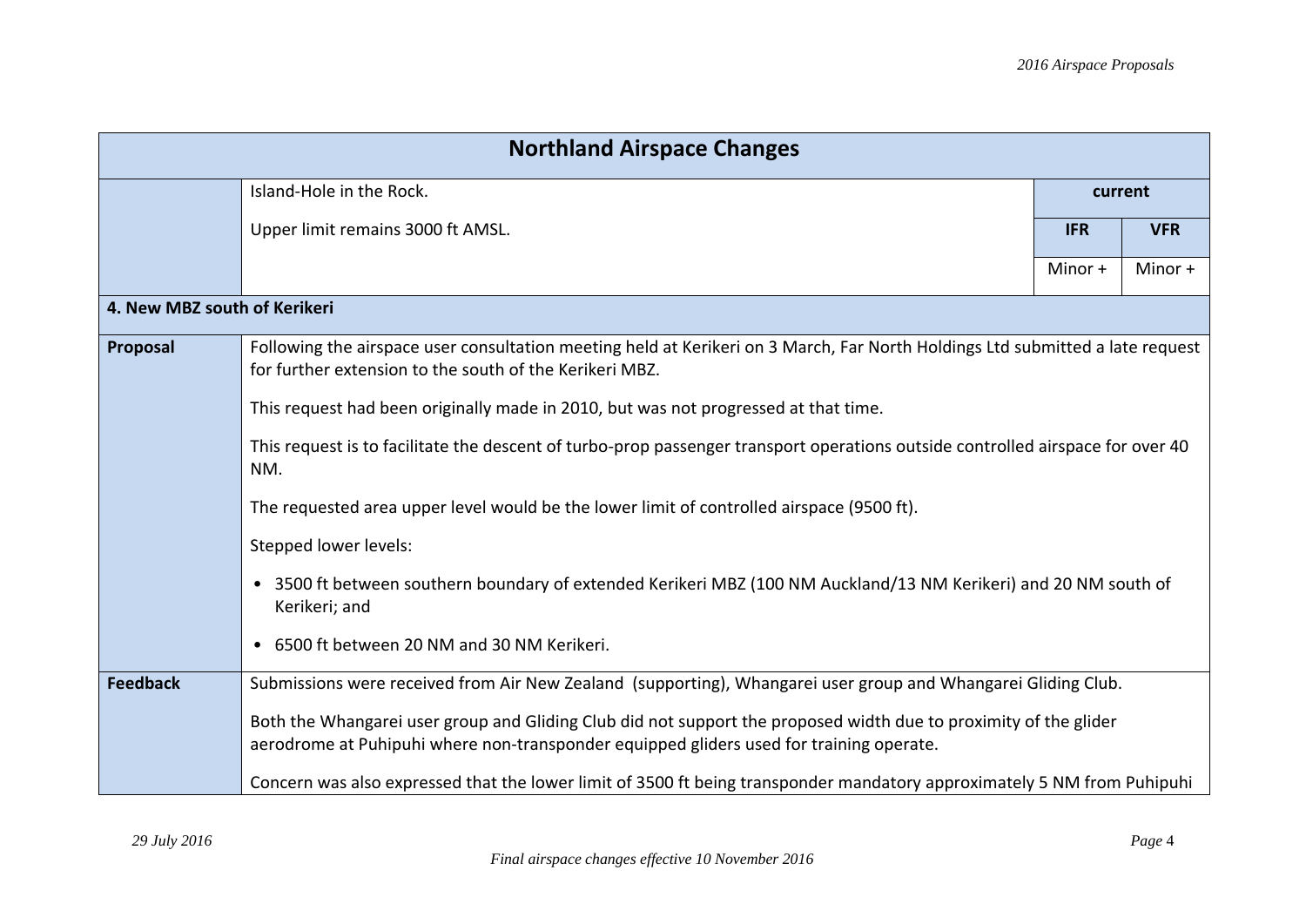| Northland Airspace Changes | | | |
|---|---|---|---|
| | Island-Hole in the Rock.<br><br>Upper limit remains 3000 ft AMSL. | current | |
| | | IFR | VFR |
| | | Minor + | Minor + |
| **4. New MBZ south of Kerikeri** | | | |
| **Proposal** | Following the airspace user consultation meeting held at Kerikeri on 3 March, Far North Holdings Ltd submitted a late request for further extension to the south of the Kerikeri MBZ.<br><br>This request had been originally made in 2010, but was not progressed at that time.<br><br>This request is to facilitate the descent of turbo-prop passenger transport operations outside controlled airspace for over 40 NM.<br><br>The requested area upper level would be the lower limit of controlled airspace (9500 ft).<br><br>Stepped lower levels:<br><br>• 3500 ft between southern boundary of extended Kerikeri MBZ (100 NM Auckland/13 NM Kerikeri) and 20 NM south of Kerikeri; and<br><br>• 6500 ft between 20 NM and 30 NM Kerikeri. | | |
| **Feedback** | Submissions were received from Air New Zealand (supporting), Whangarei user group and Whangarei Gliding Club.<br><br>Both the Whangarei user group and Gliding Club did not support the proposed width due to proximity of the glider aerodrome at Puhipuhi where non-transponder equipped gliders used for training operate.<br><br>Concern was also expressed that the lower limit of 3500 ft being transponder mandatory approximately 5 NM from Puhipuhi | | |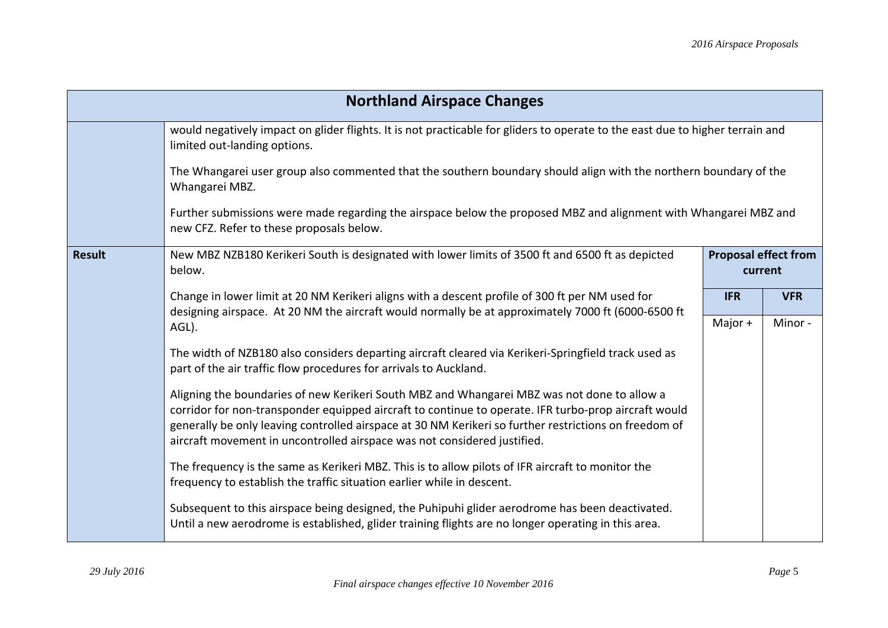| Northland Airspace Changes | | | |
|---|---|---|---|
| | would negatively impact on glider flights. It is not practicable for gliders to operate to the east due to higher terrain and limited out-landing options.<br><br>The Whangarei user group also commented that the southern boundary should align with the northern boundary of the Whangarei MBZ.<br><br>Further submissions were made regarding the airspace below the proposed MBZ and alignment with Whangarei MBZ and new CFZ. Refer to these proposals below. | | |
| **Result** | New MBZ NZB180 Kerikeri South is designated with lower limits of 3500 ft and 6500 ft as depicted below.<br><br>Change in lower limit at 20 NM Kerikeri aligns with a descent profile of 300 ft per NM used for designing airspace. At 20 NM the aircraft would normally be at approximately 7000 ft (6000-6500 ft AGL).<br><br>The width of NZB180 also considers departing aircraft cleared via Kerikeri-Springfield track used as part of the air traffic flow procedures for arrivals to Auckland.<br><br>Aligning the boundaries of new Kerikeri South MBZ and Whangarei MBZ was not done to allow a corridor for non-transponder equipped aircraft to continue to operate. IFR turbo-prop aircraft would generally be only leaving controlled airspace at 30 NM Kerikeri so further restrictions on freedom of aircraft movement in uncontrolled airspace was not considered justified.<br><br>The frequency is the same as Kerikeri MBZ. This is to allow pilots of IFR aircraft to monitor the frequency to establish the traffic situation earlier while in descent.<br><br>Subsequent to this airspace being designed, the Puhipuhi glider aerodrome has been deactivated. Until a new aerodrome is established, glider training flights are no longer operating in this area. | **Proposal effect from current**<br><br>**IFR**<br><br>Major + | <br><br><br>**VFR**<br><br>Minor - |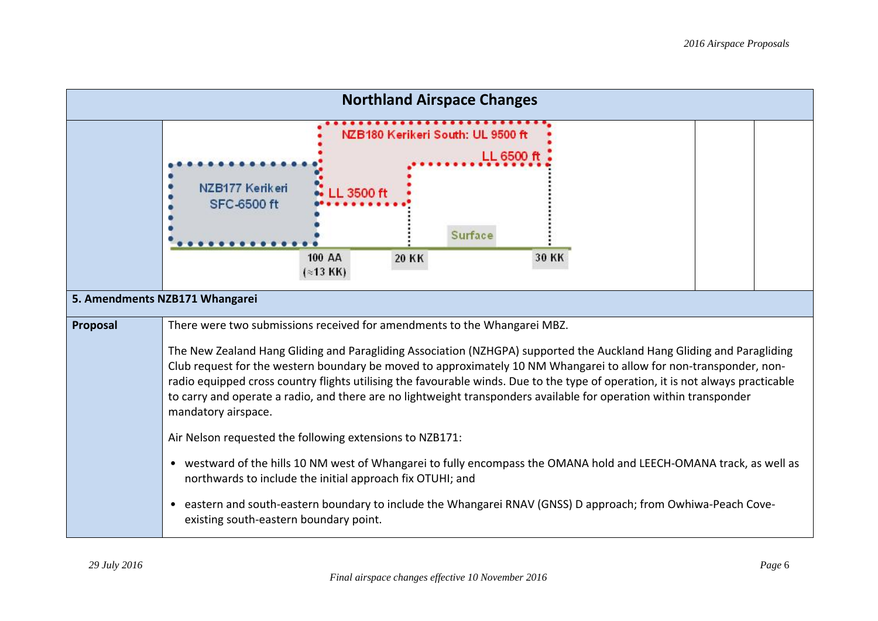## Northland Airspace Changes

| | | | |
|---|---|---|---|
| | NZB177 Kerikeri SFC-6500 ft; NZB180 Kerikeri South: UL 9500 ft; LL 6500 ft; LL 3500 ft; Surface; 100 AA (≈13 KK); 20 KK; 30 KK | | |

### 5. Amendments NZB171 Whangarei

| | |
|---|---|
| **Proposal** | There were two submissions received for amendments to the Whangarei MBZ.<br><br>The New Zealand Hang Gliding and Paragliding Association (NZHGPA) supported the Auckland Hang Gliding and Paragliding Club request for the western boundary be moved to approximately 10 NM Whangarei to allow for non-transponder, non-radio equipped cross country flights utilising the favourable winds. Due to the type of operation, it is not always practicable to carry and operate a radio, and there are no lightweight transponders available for operation within transponder mandatory airspace.<br><br>Air Nelson requested the following extensions to NZB171:<br><br>• westward of the hills 10 NM west of Whangarei to fully encompass the OMANA hold and LEECH-OMANA track, as well as northwards to include the initial approach fix OTUHI; and<br><br>• eastern and south-eastern boundary to include the Whangarei RNAV (GNSS) D approach; from Owhiwa-Peach Cove-existing south-eastern boundary point. |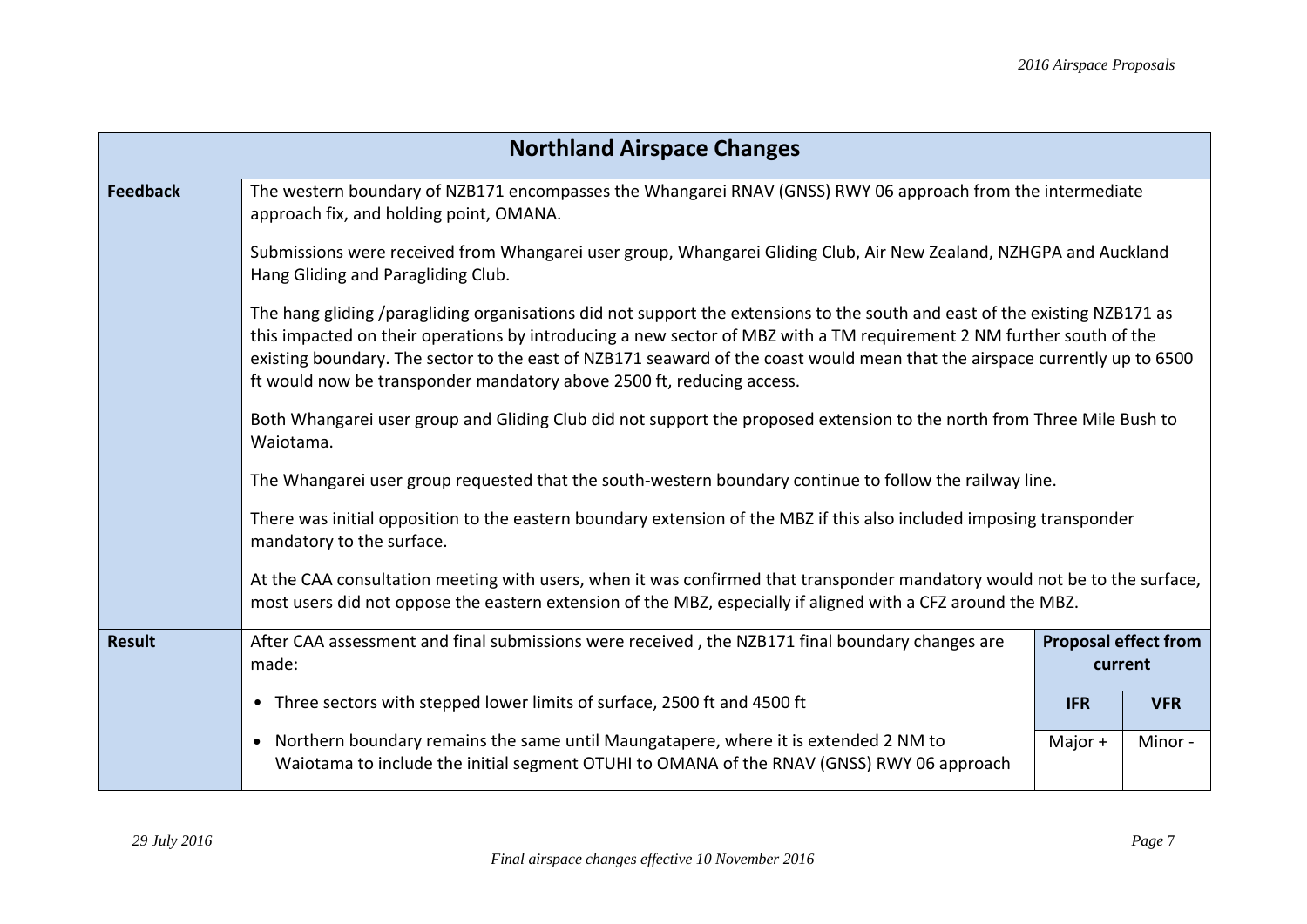| Northland Airspace Changes | | | |
|---|---|---|---|
| **Feedback** | The western boundary of NZB171 encompasses the Whangarei RNAV (GNSS) RWY 06 approach from the intermediate approach fix, and holding point, OMANA.<br><br>Submissions were received from Whangarei user group, Whangarei Gliding Club, Air New Zealand, NZHGPA and Auckland Hang Gliding and Paragliding Club.<br><br>The hang gliding /paragliding organisations did not support the extensions to the south and east of the existing NZB171 as this impacted on their operations by introducing a new sector of MBZ with a TM requirement 2 NM further south of the existing boundary. The sector to the east of NZB171 seaward of the coast would mean that the airspace currently up to 6500 ft would now be transponder mandatory above 2500 ft, reducing access.<br><br>Both Whangarei user group and Gliding Club did not support the proposed extension to the north from Three Mile Bush to Waiotama.<br><br>The Whangarei user group requested that the south-western boundary continue to follow the railway line.<br><br>There was initial opposition to the eastern boundary extension of the MBZ if this also included imposing transponder mandatory to the surface.<br><br>At the CAA consultation meeting with users, when it was confirmed that transponder mandatory would not be to the surface, most users did not oppose the eastern extension of the MBZ, especially if aligned with a CFZ around the MBZ. | | |
| **Result** | After CAA assessment and final submissions were received , the NZB171 final boundary changes are made: | **Proposal effect from current** | |
| | • Three sectors with stepped lower limits of surface, 2500 ft and 4500 ft | **IFR** | **VFR** |
| | • Northern boundary remains the same until Maungatapere, where it is extended 2 NM to Waiotama to include the initial segment OTUHI to OMANA of the RNAV (GNSS) RWY 06 approach | Major + | Minor - |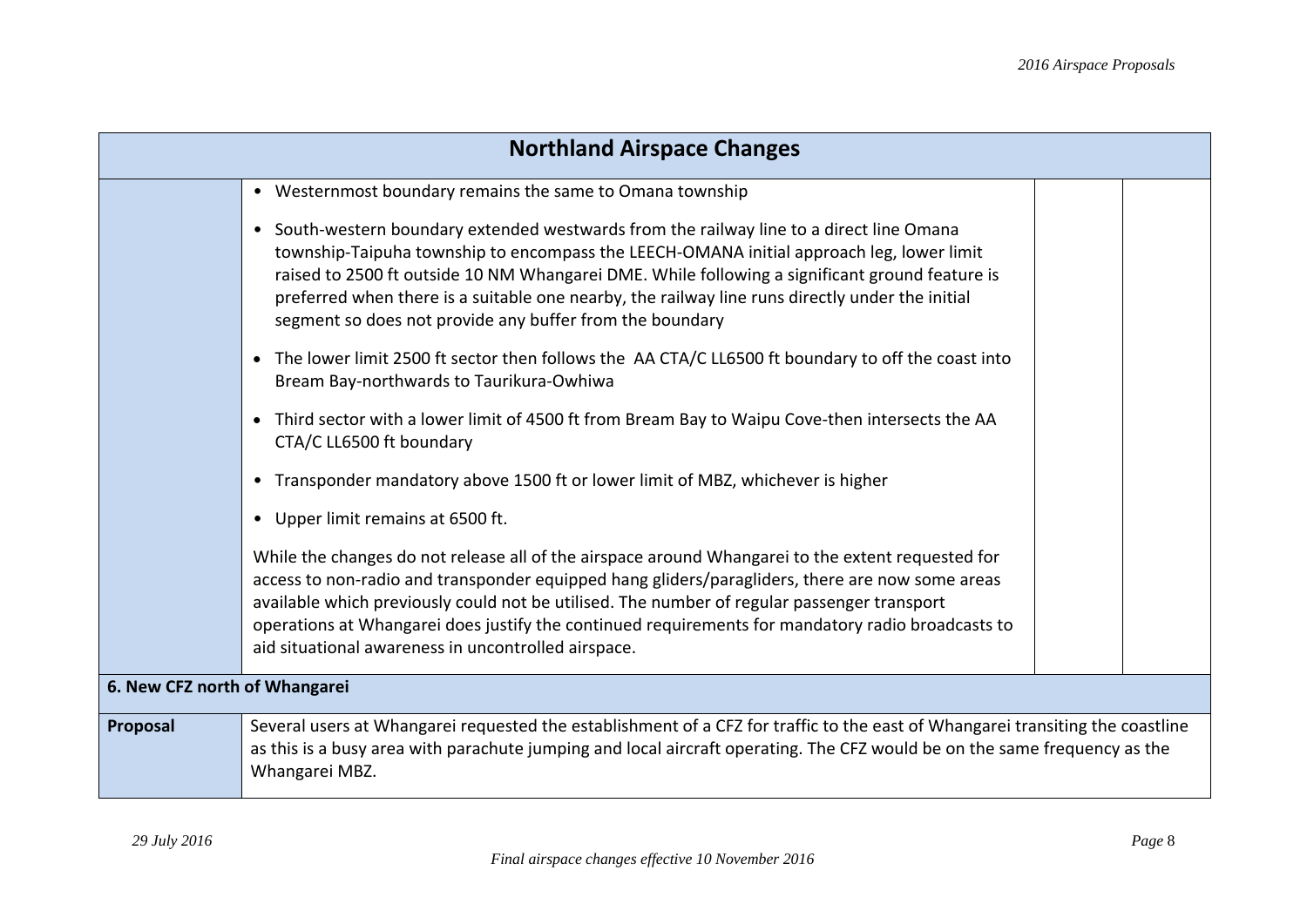| Northland Airspace Changes | | | |
|---|---|---|---|
| | • Westernmost boundary remains the same to Omana township<br><br>• South-western boundary extended westwards from the railway line to a direct line Omana township-Taipuha township to encompass the LEECH-OMANA initial approach leg, lower limit raised to 2500 ft outside 10 NM Whangarei DME. While following a significant ground feature is preferred when there is a suitable one nearby, the railway line runs directly under the initial segment so does not provide any buffer from the boundary<br><br>• The lower limit 2500 ft sector then follows the AA CTA/C LL6500 ft boundary to off the coast into Bream Bay-northwards to Taurikura-Owhiwa<br><br>• Third sector with a lower limit of 4500 ft from Bream Bay to Waipu Cove-then intersects the AA CTA/C LL6500 ft boundary<br><br>• Transponder mandatory above 1500 ft or lower limit of MBZ, whichever is higher<br><br>• Upper limit remains at 6500 ft.<br><br>While the changes do not release all of the airspace around Whangarei to the extent requested for access to non-radio and transponder equipped hang gliders/paragliders, there are now some areas available which previously could not be utilised. The number of regular passenger transport operations at Whangarei does justify the continued requirements for mandatory radio broadcasts to aid situational awareness in uncontrolled airspace. | | |
| **6. New CFZ north of Whangarei** | | | |
| **Proposal** | Several users at Whangarei requested the establishment of a CFZ for traffic to the east of Whangarei transiting the coastline as this is a busy area with parachute jumping and local aircraft operating. The CFZ would be on the same frequency as the Whangarei MBZ. | | |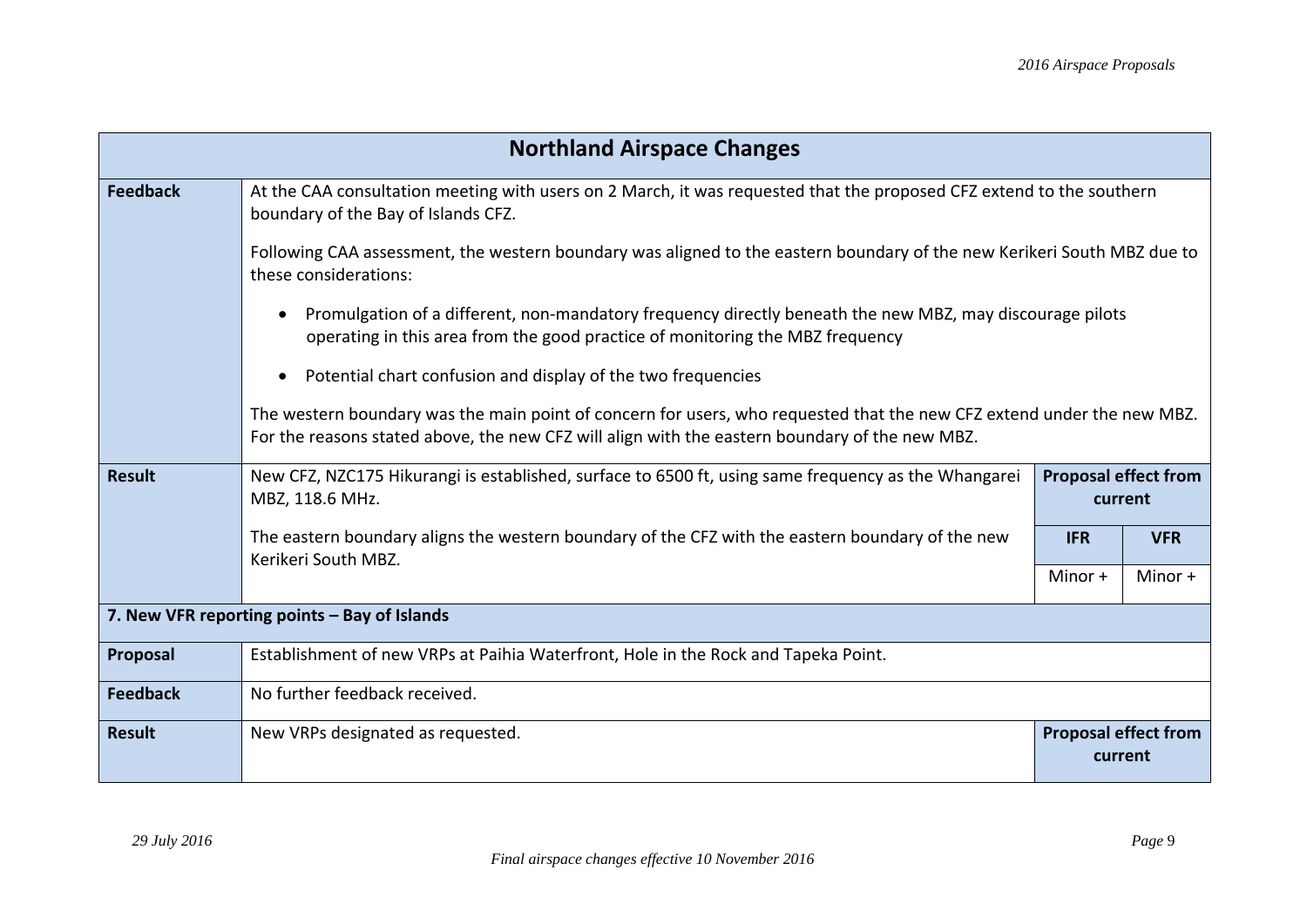| Northland Airspace Changes | | | |
|---|---|---|---|
| **Feedback** | At the CAA consultation meeting with users on 2 March, it was requested that the proposed CFZ extend to the southern boundary of the Bay of Islands CFZ.<br><br>Following CAA assessment, the western boundary was aligned to the eastern boundary of the new Kerikeri South MBZ due to these considerations:<br><br>• Promulgation of a different, non-mandatory frequency directly beneath the new MBZ, may discourage pilots operating in this area from the good practice of monitoring the MBZ frequency<br><br>• Potential chart confusion and display of the two frequencies<br><br>The western boundary was the main point of concern for users, who requested that the new CFZ extend under the new MBZ. For the reasons stated above, the new CFZ will align with the eastern boundary of the new MBZ. | | |
| **Result** | New CFZ, NZC175 Hikurangi is established, surface to 6500 ft, using same frequency as the Whangarei MBZ, 118.6 MHz.<br><br>The eastern boundary aligns the western boundary of the CFZ with the eastern boundary of the new Kerikeri South MBZ. | **Proposal effect from current** | |
| | | **IFR** | **VFR** |
| | | Minor + | Minor + |
| **7. New VFR reporting points – Bay of Islands** | | | |
| **Proposal** | Establishment of new VRPs at Paihia Waterfront, Hole in the Rock and Tapeka Point. | | |
| **Feedback** | No further feedback received. | | |
| **Result** | New VRPs designated as requested. | **Proposal effect from current** | |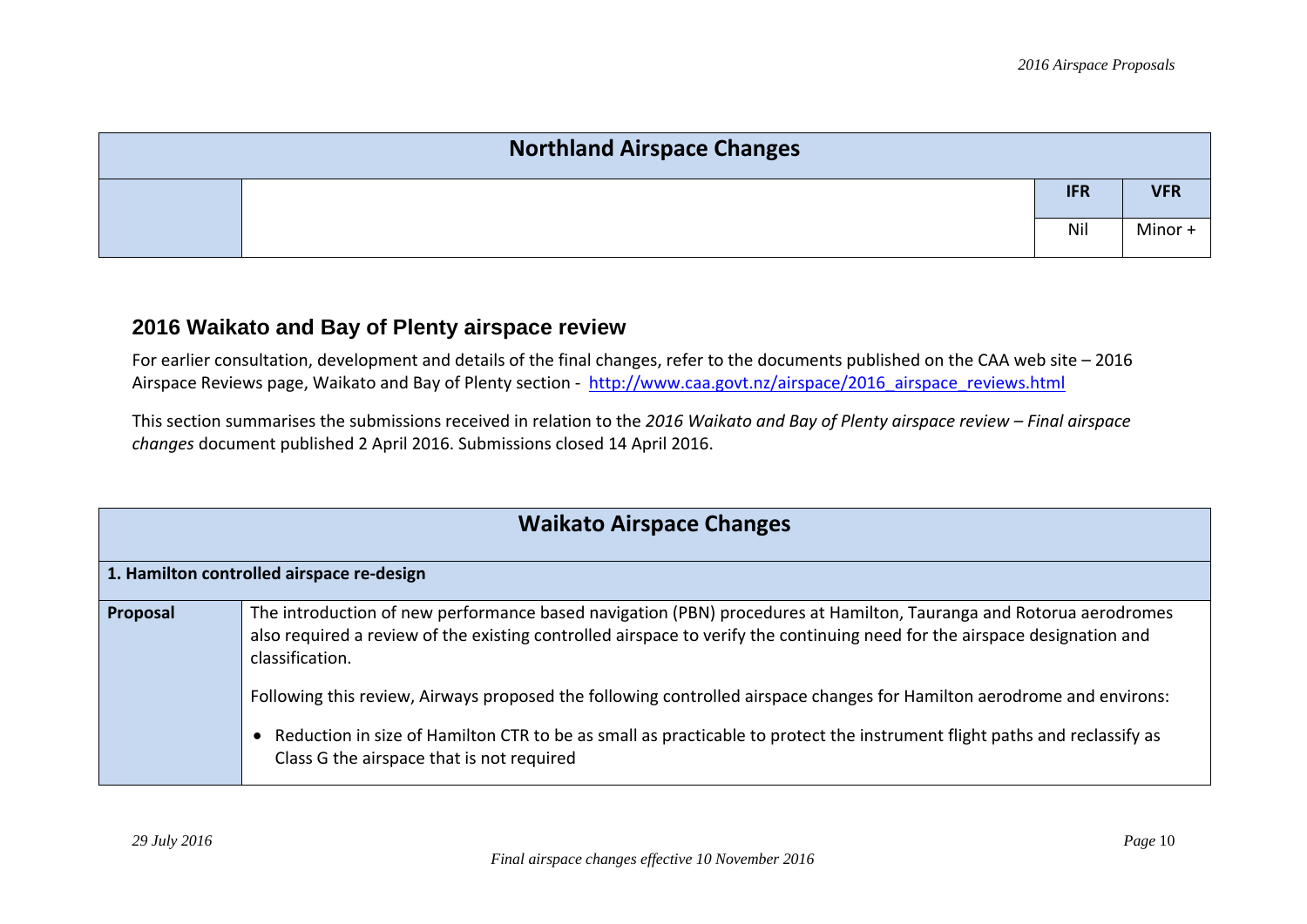| Northland Airspace Changes | | | |
|---|---|---|---|
| | | **IFR** | **VFR** |
| | | Nil | Minor + |

## 2016 Waikato and Bay of Plenty airspace review

For earlier consultation, development and details of the final changes, refer to the documents published on the CAA web site – 2016 Airspace Reviews page, Waikato and Bay of Plenty section - http://www.caa.govt.nz/airspace/2016_airspace_reviews.html

This section summarises the submissions received in relation to the *2016 Waikato and Bay of Plenty airspace review – Final airspace changes* document published 2 April 2016. Submissions closed 14 April 2016.

| Waikato Airspace Changes | |
|---|---|
| **1. Hamilton controlled airspace re-design** | |
| **Proposal** | The introduction of new performance based navigation (PBN) procedures at Hamilton, Tauranga and Rotorua aerodromes also required a review of the existing controlled airspace to verify the continuing need for the airspace designation and classification.<br><br>Following this review, Airways proposed the following controlled airspace changes for Hamilton aerodrome and environs:<br><br>• Reduction in size of Hamilton CTR to be as small as practicable to protect the instrument flight paths and reclassify as Class G the airspace that is not required |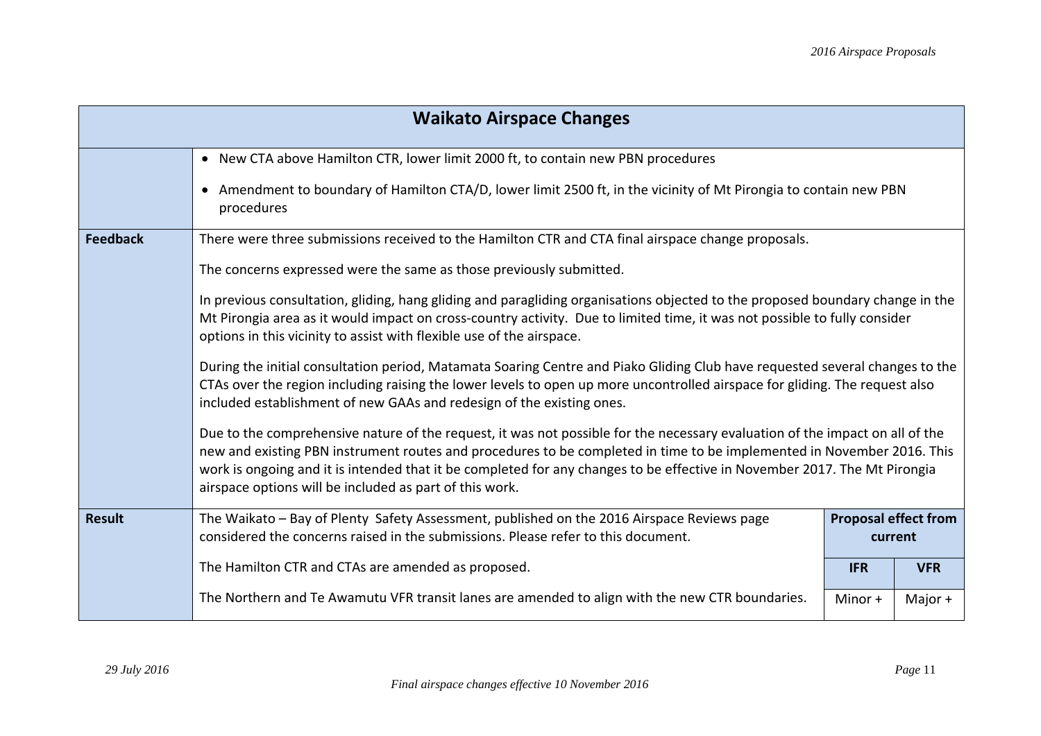| Waikato Airspace Changes | | | |
|---|---|---|---|
| | • New CTA above Hamilton CTR, lower limit 2000 ft, to contain new PBN procedures<br>• Amendment to boundary of Hamilton CTA/D, lower limit 2500 ft, in the vicinity of Mt Pirongia to contain new PBN procedures | | |
| **Feedback** | There were three submissions received to the Hamilton CTR and CTA final airspace change proposals.<br><br>The concerns expressed were the same as those previously submitted.<br><br>In previous consultation, gliding, hang gliding and paragliding organisations objected to the proposed boundary change in the Mt Pirongia area as it would impact on cross-country activity. Due to limited time, it was not possible to fully consider options in this vicinity to assist with flexible use of the airspace.<br><br>During the initial consultation period, Matamata Soaring Centre and Piako Gliding Club have requested several changes to the CTAs over the region including raising the lower levels to open up more uncontrolled airspace for gliding. The request also included establishment of new GAAs and redesign of the existing ones.<br><br>Due to the comprehensive nature of the request, it was not possible for the necessary evaluation of the impact on all of the new and existing PBN instrument routes and procedures to be completed in time to be implemented in November 2016. This work is ongoing and it is intended that it be completed for any changes to be effective in November 2017. The Mt Pirongia airspace options will be included as part of this work. | | |
| **Result** | The Waikato – Bay of Plenty Safety Assessment, published on the 2016 Airspace Reviews page considered the concerns raised in the submissions. Please refer to this document. | **Proposal effect from current** | |
| | The Hamilton CTR and CTAs are amended as proposed. | **IFR** | **VFR** |
| | The Northern and Te Awamutu VFR transit lanes are amended to align with the new CTR boundaries. | Minor + | Major + |

*Final airspace changes effective 10 November 2016*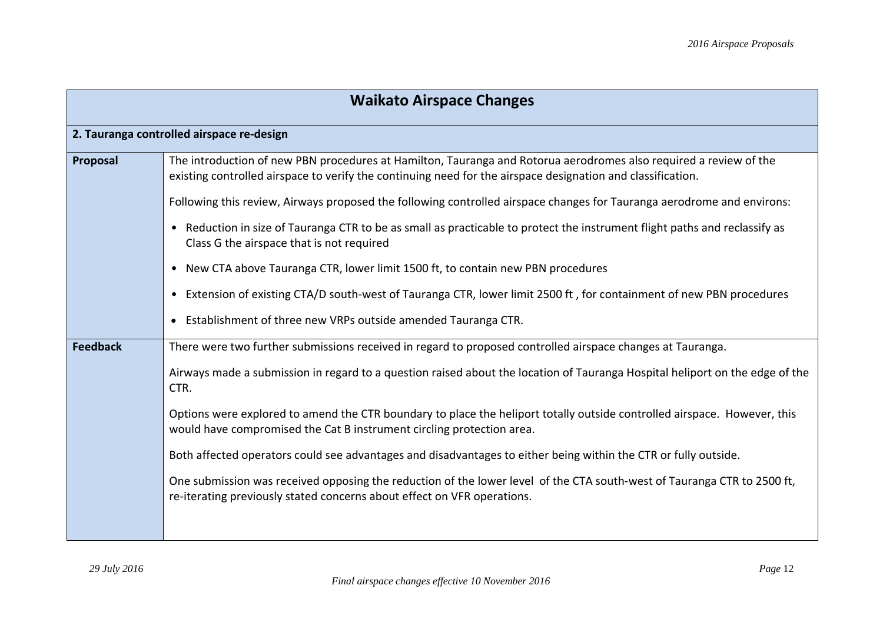| Waikato Airspace Changes | |
|---|---|
| **2. Tauranga controlled airspace re-design** | |
| **Proposal** | The introduction of new PBN procedures at Hamilton, Tauranga and Rotorua aerodromes also required a review of the existing controlled airspace to verify the continuing need for the airspace designation and classification.<br><br>Following this review, Airways proposed the following controlled airspace changes for Tauranga aerodrome and environs:<br><br>• Reduction in size of Tauranga CTR to be as small as practicable to protect the instrument flight paths and reclassify as Class G the airspace that is not required<br><br>• New CTA above Tauranga CTR, lower limit 1500 ft, to contain new PBN procedures<br><br>• Extension of existing CTA/D south-west of Tauranga CTR, lower limit 2500 ft , for containment of new PBN procedures<br><br>• Establishment of three new VRPs outside amended Tauranga CTR. |
| **Feedback** | There were two further submissions received in regard to proposed controlled airspace changes at Tauranga.<br><br>Airways made a submission in regard to a question raised about the location of Tauranga Hospital heliport on the edge of the CTR.<br><br>Options were explored to amend the CTR boundary to place the heliport totally outside controlled airspace. However, this would have compromised the Cat B instrument circling protection area.<br><br>Both affected operators could see advantages and disadvantages to either being within the CTR or fully outside.<br><br>One submission was received opposing the reduction of the lower level of the CTA south-west of Tauranga CTR to 2500 ft, re-iterating previously stated concerns about effect on VFR operations. |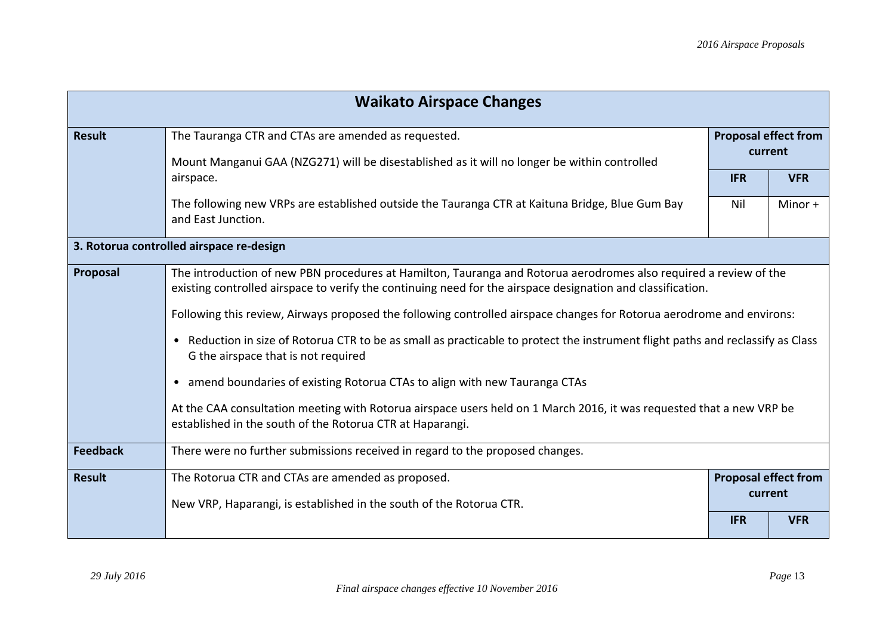| Waikato Airspace Changes | | | |
|---|---|---|---|
| **Result** | The Tauranga CTR and CTAs are amended as requested.<br><br>Mount Manganui GAA (NZG271) will be disestablished as it will no longer be within controlled airspace.<br><br>The following new VRPs are established outside the Tauranga CTR at Kaituna Bridge, Blue Gum Bay and East Junction. | **Proposal effect from current** | |
| | | **IFR** | **VFR** |
| | | Nil | Minor + |
| **3. Rotorua controlled airspace re-design** | | | |
| **Proposal** | The introduction of new PBN procedures at Hamilton, Tauranga and Rotorua aerodromes also required a review of the existing controlled airspace to verify the continuing need for the airspace designation and classification.<br><br>Following this review, Airways proposed the following controlled airspace changes for Rotorua aerodrome and environs:<br><br>• Reduction in size of Rotorua CTR to be as small as practicable to protect the instrument flight paths and reclassify as Class G the airspace that is not required<br><br>• amend boundaries of existing Rotorua CTAs to align with new Tauranga CTAs<br><br>At the CAA consultation meeting with Rotorua airspace users held on 1 March 2016, it was requested that a new VRP be established in the south of the Rotorua CTR at Haparangi. | | |
| **Feedback** | There were no further submissions received in regard to the proposed changes. | | |
| **Result** | The Rotorua CTR and CTAs are amended as proposed.<br><br>New VRP, Haparangi, is established in the south of the Rotorua CTR. | **Proposal effect from current** | |
| | | **IFR** | **VFR** |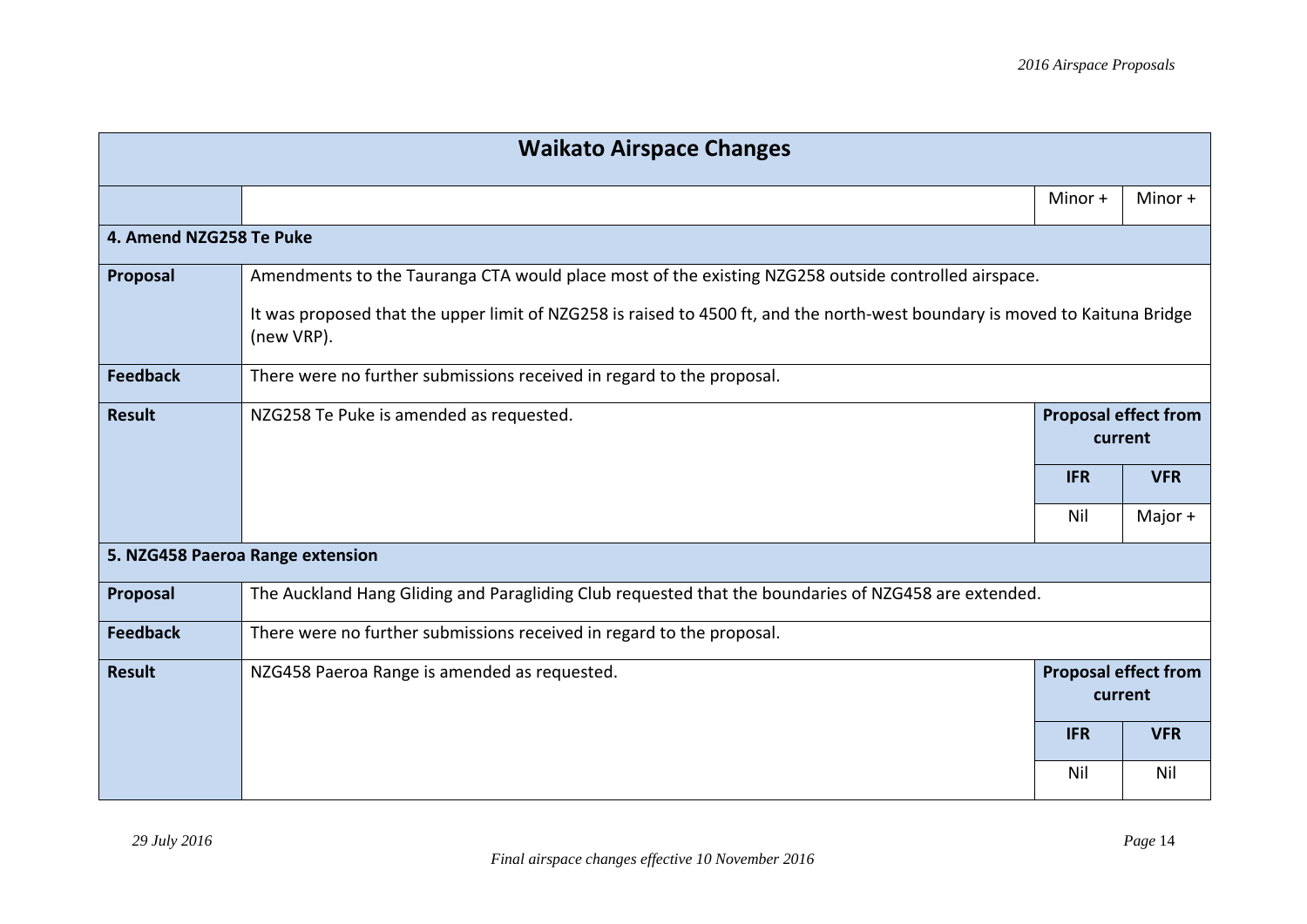| Waikato Airspace Changes | | | |
|---|---|---|---|
| | | Minor + | Minor + |
| **4. Amend NZG258 Te Puke** | | | |
| **Proposal** | Amendments to the Tauranga CTA would place most of the existing NZG258 outside controlled airspace.<br><br>It was proposed that the upper limit of NZG258 is raised to 4500 ft, and the north-west boundary is moved to Kaituna Bridge (new VRP). | | |
| **Feedback** | There were no further submissions received in regard to the proposal. | | |
| **Result** | NZG258 Te Puke is amended as requested. | **Proposal effect from current** | |
| | | **IFR** | **VFR** |
| | | Nil | Major + |
| **5. NZG458 Paeroa Range extension** | | | |
| **Proposal** | The Auckland Hang Gliding and Paragliding Club requested that the boundaries of NZG458 are extended. | | |
| **Feedback** | There were no further submissions received in regard to the proposal. | | |
| **Result** | NZG458 Paeroa Range is amended as requested. | **Proposal effect from current** | |
| | | **IFR** | **VFR** |
| | | Nil | Nil |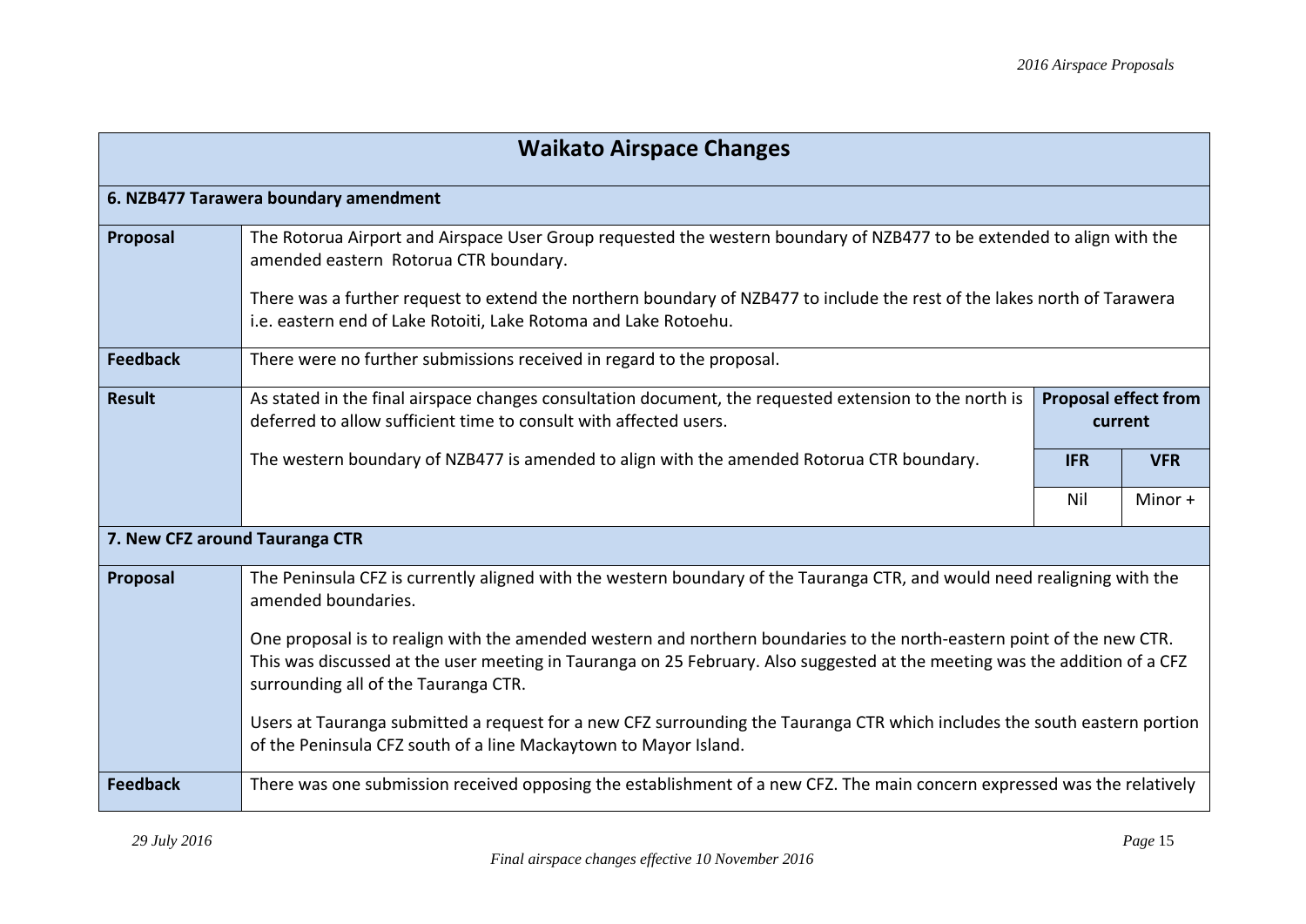## Waikato Airspace Changes

### 6. NZB477 Tarawera boundary amendment

| | | | |
|---|---|---|---|
| **Proposal** | The Rotorua Airport and Airspace User Group requested the western boundary of NZB477 to be extended to align with the amended eastern Rotorua CTR boundary.<br><br>There was a further request to extend the northern boundary of NZB477 to include the rest of the lakes north of Tarawera i.e. eastern end of Lake Rotoiti, Lake Rotoma and Lake Rotoehu. | | |
| **Feedback** | There were no further submissions received in regard to the proposal. | | |
| **Result** | As stated in the final airspace changes consultation document, the requested extension to the north is deferred to allow sufficient time to consult with affected users.<br><br>The western boundary of NZB477 is amended to align with the amended Rotorua CTR boundary. | **Proposal effect from current** | |
| | | **IFR** | **VFR** |
| | | Nil | Minor + |

### 7. New CFZ around Tauranga CTR

| | |
|---|---|
| **Proposal** | The Peninsula CFZ is currently aligned with the western boundary of the Tauranga CTR, and would need realigning with the amended boundaries.<br><br>One proposal is to realign with the amended western and northern boundaries to the north-eastern point of the new CTR. This was discussed at the user meeting in Tauranga on 25 February. Also suggested at the meeting was the addition of a CFZ surrounding all of the Tauranga CTR.<br><br>Users at Tauranga submitted a request for a new CFZ surrounding the Tauranga CTR which includes the south eastern portion of the Peninsula CFZ south of a line Mackaytown to Mayor Island. |
| **Feedback** | There was one submission received opposing the establishment of a new CFZ. The main concern expressed was the relatively |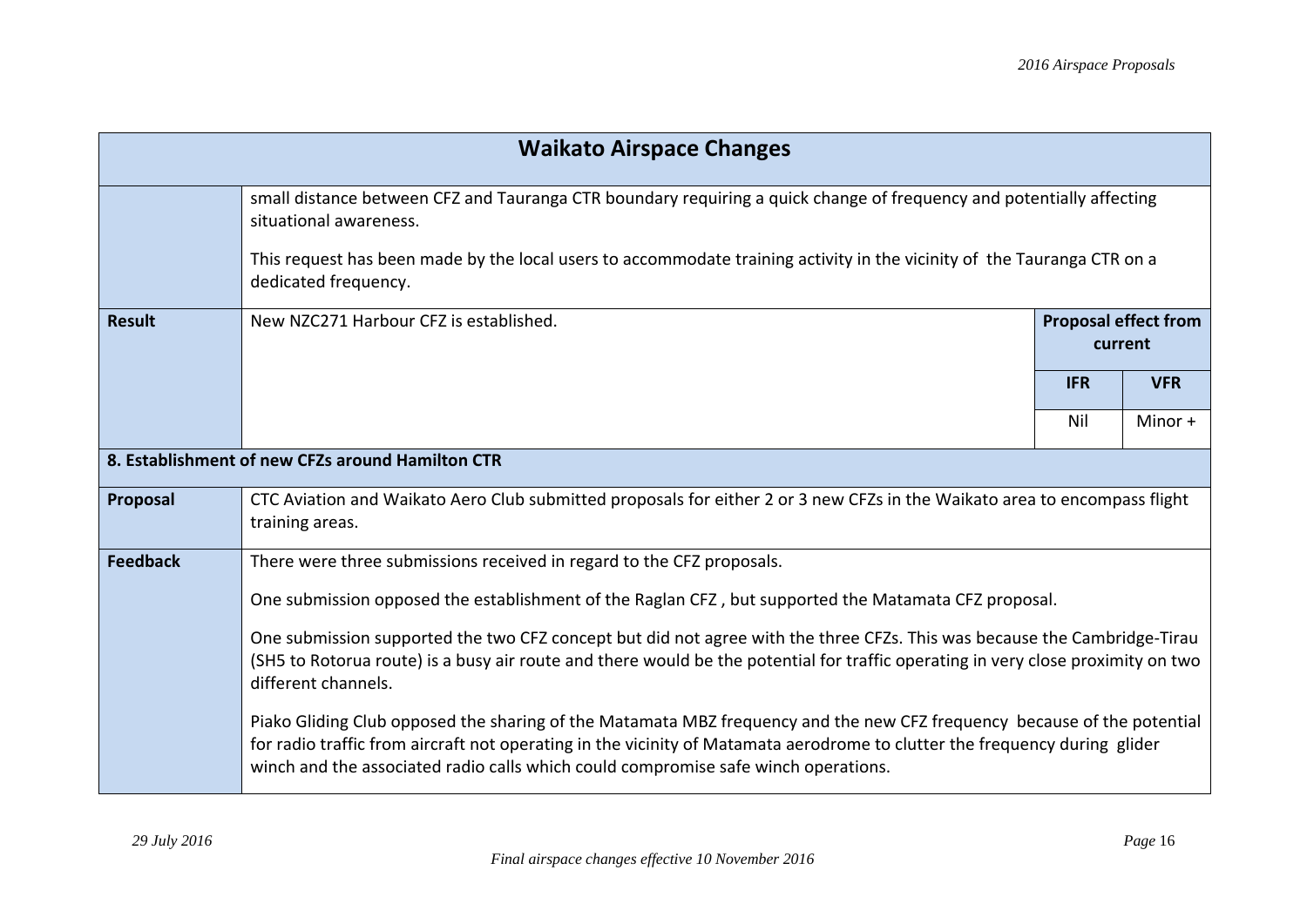| Waikato Airspace Changes | | | |
|---|---|---|---|
| | small distance between CFZ and Tauranga CTR boundary requiring a quick change of frequency and potentially affecting situational awareness.<br><br>This request has been made by the local users to accommodate training activity in the vicinity of the Tauranga CTR on a dedicated frequency. | | |
| **Result** | New NZC271 Harbour CFZ is established. | **Proposal effect from current** | |
| | | **IFR** | **VFR** |
| | | Nil | Minor + |
| **8. Establishment of new CFZs around Hamilton CTR** | | | |
| **Proposal** | CTC Aviation and Waikato Aero Club submitted proposals for either 2 or 3 new CFZs in the Waikato area to encompass flight training areas. | | |
| **Feedback** | There were three submissions received in regard to the CFZ proposals.<br><br>One submission opposed the establishment of the Raglan CFZ , but supported the Matamata CFZ proposal.<br><br>One submission supported the two CFZ concept but did not agree with the three CFZs. This was because the Cambridge-Tirau (SH5 to Rotorua route) is a busy air route and there would be the potential for traffic operating in very close proximity on two different channels.<br><br>Piako Gliding Club opposed the sharing of the Matamata MBZ frequency and the new CFZ frequency because of the potential for radio traffic from aircraft not operating in the vicinity of Matamata aerodrome to clutter the frequency during glider winch and the associated radio calls which could compromise safe winch operations. | | |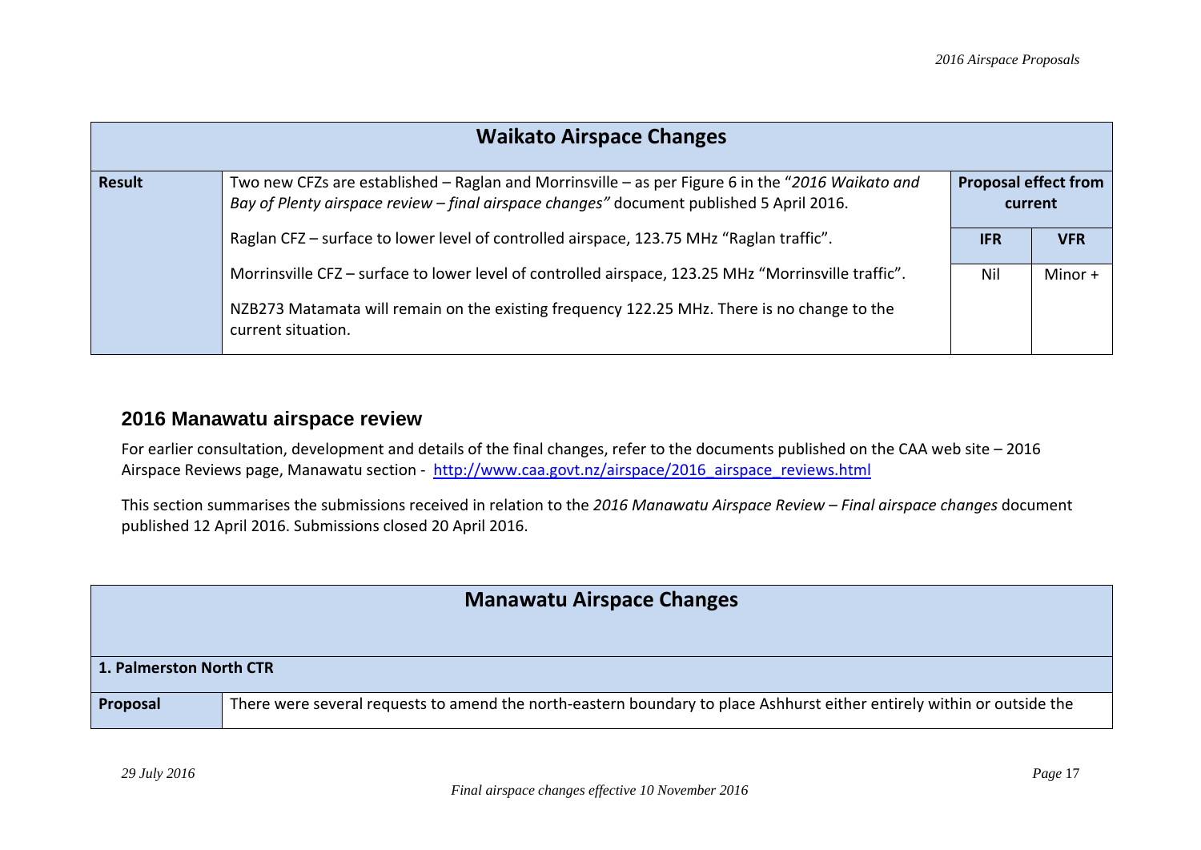| Waikato Airspace Changes | | | |
|---|---|---|---|
| **Result** | Two new CFZs are established – Raglan and Morrinsville – as per Figure 6 in the "*2016 Waikato and Bay of Plenty airspace review – final airspace changes"* document published 5 April 2016. | **Proposal effect from current** | |
| | Raglan CFZ – surface to lower level of controlled airspace, 123.75 MHz "Raglan traffic". | **IFR** | **VFR** |
| | Morrinsville CFZ – surface to lower level of controlled airspace, 123.25 MHz "Morrinsville traffic".<br><br>NZB273 Matamata will remain on the existing frequency 122.25 MHz. There is no change to the current situation. | Nil | Minor + |

## 2016 Manawatu airspace review

For earlier consultation, development and details of the final changes, refer to the documents published on the CAA web site – 2016 Airspace Reviews page, Manawatu section - [http://www.caa.govt.nz/airspace/2016_airspace_reviews.html](http://www.caa.govt.nz/airspace/2016_airspace_reviews.html)

This section summarises the submissions received in relation to the *2016 Manawatu Airspace Review – Final airspace changes* document published 12 April 2016. Submissions closed 20 April 2016.

| Manawatu Airspace Changes | |
|---|---|
| **1. Palmerston North CTR** | |
| **Proposal** | There were several requests to amend the north-eastern boundary to place Ashhurst either entirely within or outside the |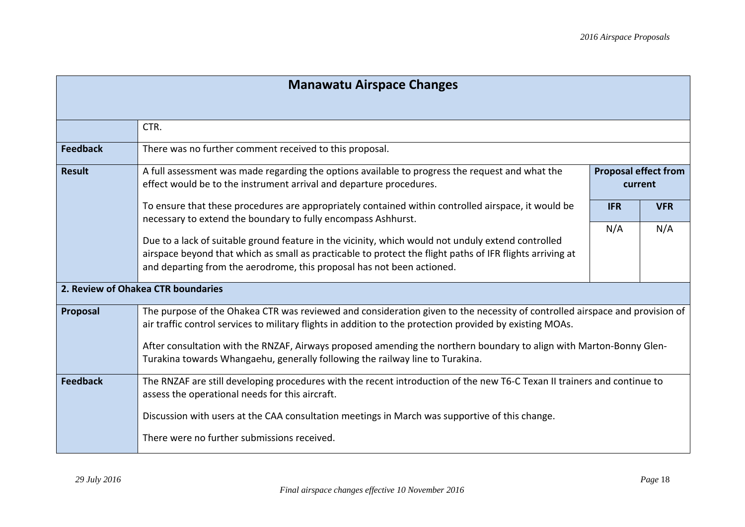## Manawatu Airspace Changes

| | | | |
|---|---|---|---|
| | CTR. | | |
| **Feedback** | There was no further comment received to this proposal. | | |
| **Result** | A full assessment was made regarding the options available to progress the request and what the effect would be to the instrument arrival and departure procedures.<br><br>To ensure that these procedures are appropriately contained within controlled airspace, it would be necessary to extend the boundary to fully encompass Ashhurst.<br><br>Due to a lack of suitable ground feature in the vicinity, which would not unduly extend controlled airspace beyond that which as small as practicable to protect the flight paths of IFR flights arriving at and departing from the aerodrome, this proposal has not been actioned. | **Proposal effect from current**<br><br>**IFR**: N/A | **VFR**: N/A |

### 2. Review of Ohakea CTR boundaries

| | |
|---|---|
| **Proposal** | The purpose of the Ohakea CTR was reviewed and consideration given to the necessity of controlled airspace and provision of air traffic control services to military flights in addition to the protection provided by existing MOAs.<br><br>After consultation with the RNZAF, Airways proposed amending the northern boundary to align with Marton-Bonny Glen-Turakina towards Whangaehu, generally following the railway line to Turakina. |
| **Feedback** | The RNZAF are still developing procedures with the recent introduction of the new T6-C Texan II trainers and continue to assess the operational needs for this aircraft.<br><br>Discussion with users at the CAA consultation meetings in March was supportive of this change.<br><br>There were no further submissions received. |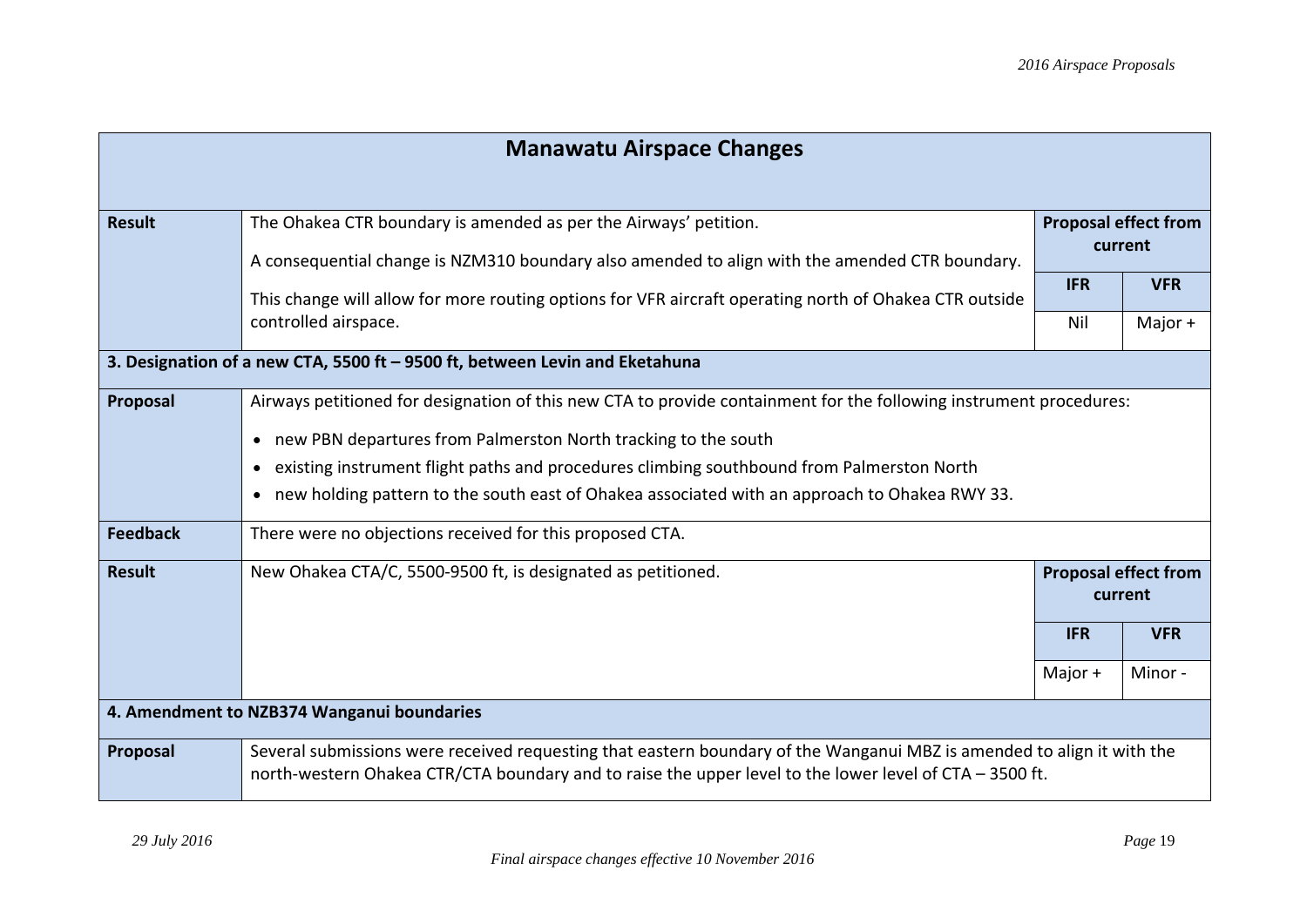## Manawatu Airspace Changes

| | | Proposal effect from current | |
|---|---|---|---|
| **Result** | The Ohakea CTR boundary is amended as per the Airways' petition. A consequential change is NZM310 boundary also amended to align with the amended CTR boundary. This change will allow for more routing options for VFR aircraft operating north of Ohakea CTR outside controlled airspace. | **IFR** | **VFR** |
| | | Nil | Major + |

### 3. Designation of a new CTA, 5500 ft – 9500 ft, between Levin and Eketahuna

| | |
|---|---|
| **Proposal** | Airways petitioned for designation of this new CTA to provide containment for the following instrument procedures:<br>• new PBN departures from Palmerston North tracking to the south<br>• existing instrument flight paths and procedures climbing southbound from Palmerston North<br>• new holding pattern to the south east of Ohakea associated with an approach to Ohakea RWY 33. |
| **Feedback** | There were no objections received for this proposed CTA. |

| | | Proposal effect from current | |
|---|---|---|---|
| **Result** | New Ohakea CTA/C, 5500-9500 ft, is designated as petitioned. | **IFR** | **VFR** |
| | | Major + | Minor - |

### 4. Amendment to NZB374 Wanganui boundaries

| | |
|---|---|
| **Proposal** | Several submissions were received requesting that eastern boundary of the Wanganui MBZ is amended to align it with the north-western Ohakea CTR/CTA boundary and to raise the upper level to the lower level of CTA – 3500 ft. |

*Final airspace changes effective 10 November 2016*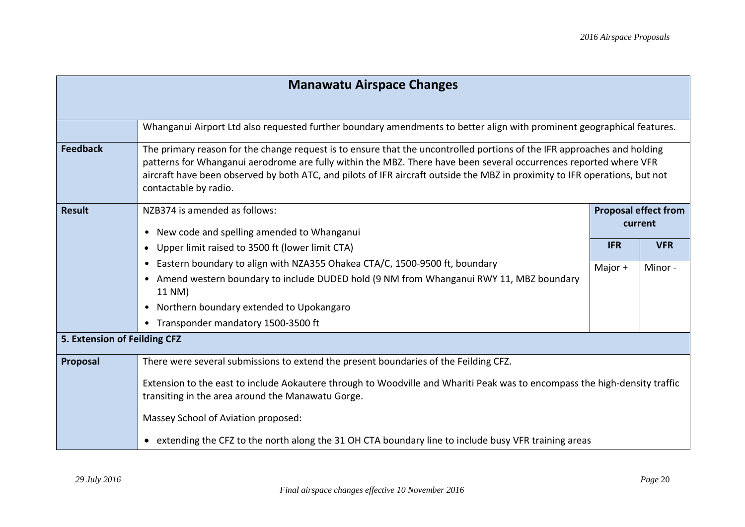| Manawatu Airspace Changes | | | |
|---|---|---|---|
| | Whanganui Airport Ltd also requested further boundary amendments to better align with prominent geographical features. | | |
| **Feedback** | The primary reason for the change request is to ensure that the uncontrolled portions of the IFR approaches and holding patterns for Whanganui aerodrome are fully within the MBZ. There have been several occurrences reported where VFR aircraft have been observed by both ATC, and pilots of IFR aircraft outside the MBZ in proximity to IFR operations, but not contactable by radio. | | |
| **Result** | NZB374 is amended as follows: | **Proposal effect from current** | |
| | • New code and spelling amended to Whanganui<br>• Upper limit raised to 3500 ft (lower limit CTA)<br>• Eastern boundary to align with NZA355 Ohakea CTA/C, 1500-9500 ft, boundary<br>• Amend western boundary to include DUDED hold (9 NM from Whanganui RWY 11, MBZ boundary 11 NM)<br>• Northern boundary extended to Upokangaro<br>• Transponder mandatory 1500-3500 ft | **IFR**<br>Major + | **VFR**<br>Minor - |
| **5. Extension of Feilding CFZ** | | | |
| **Proposal** | There were several submissions to extend the present boundaries of the Feilding CFZ.<br><br>Extension to the east to include Aokautere through to Woodville and Whariti Peak was to encompass the high-density traffic transiting in the area around the Manawatu Gorge.<br><br>Massey School of Aviation proposed:<br><br>• extending the CFZ to the north along the 31 OH CTA boundary line to include busy VFR training areas | | |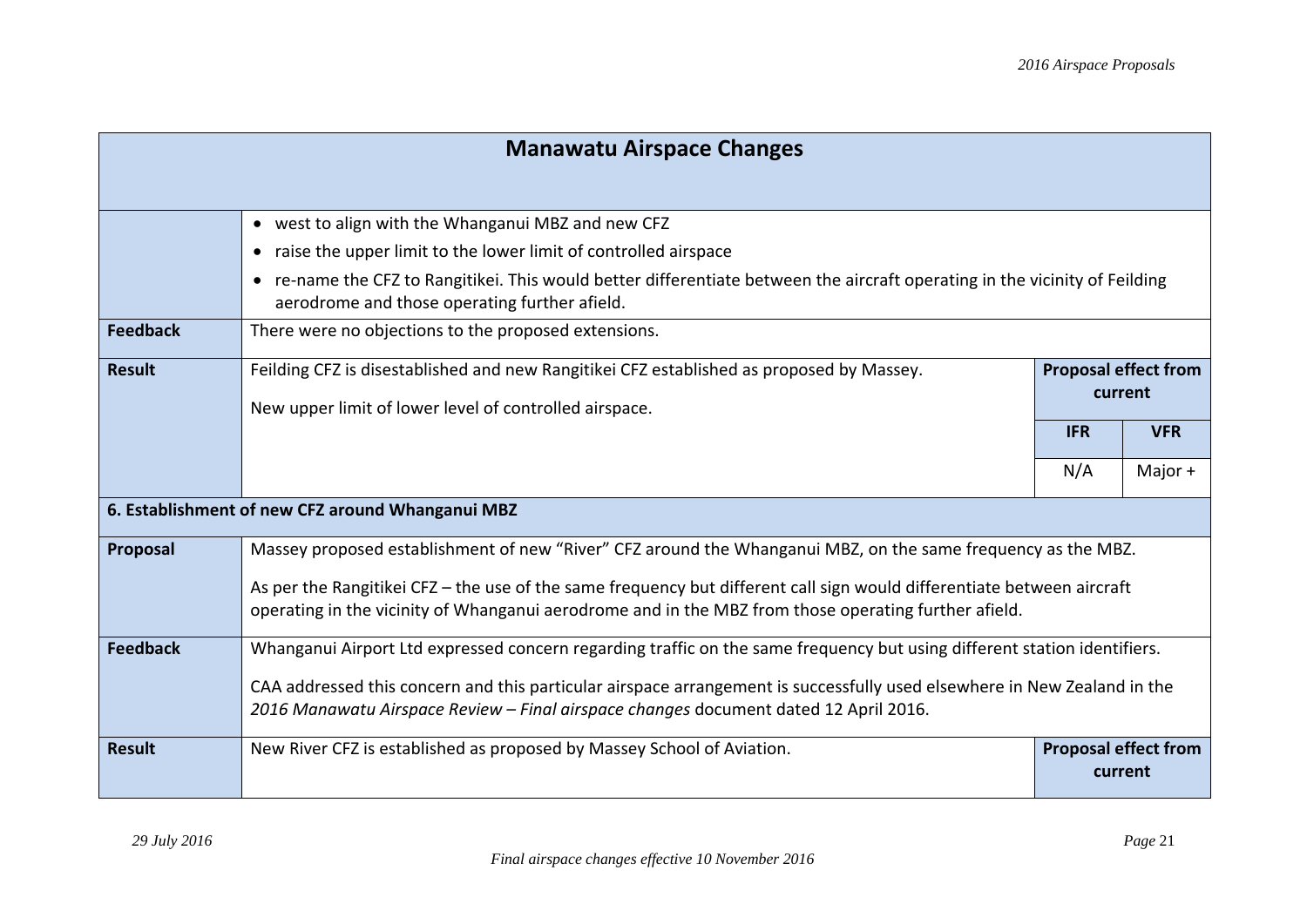| Manawatu Airspace Changes | | | |
|---|---|---|---|
| | • west to align with the Whanganui MBZ and new CFZ<br>• raise the upper limit to the lower limit of controlled airspace<br>• re-name the CFZ to Rangitikei. This would better differentiate between the aircraft operating in the vicinity of Feilding aerodrome and those operating further afield. | | |
| **Feedback** | There were no objections to the proposed extensions. | | |
| **Result** | Feilding CFZ is disestablished and new Rangitikei CFZ established as proposed by Massey.<br><br>New upper limit of lower level of controlled airspace. | **Proposal effect from current** | |
| | | **IFR** | **VFR** |
| | | N/A | Major + |
| **6. Establishment of new CFZ around Whanganui MBZ** | | | |
| **Proposal** | Massey proposed establishment of new "River" CFZ around the Whanganui MBZ, on the same frequency as the MBZ.<br><br>As per the Rangitikei CFZ – the use of the same frequency but different call sign would differentiate between aircraft operating in the vicinity of Whanganui aerodrome and in the MBZ from those operating further afield. | | |
| **Feedback** | Whanganui Airport Ltd expressed concern regarding traffic on the same frequency but using different station identifiers.<br><br>CAA addressed this concern and this particular airspace arrangement is successfully used elsewhere in New Zealand in the *2016 Manawatu Airspace Review – Final airspace changes* document dated 12 April 2016. | | |
| **Result** | New River CFZ is established as proposed by Massey School of Aviation. | **Proposal effect from current** | |

*Final airspace changes effective 10 November 2016*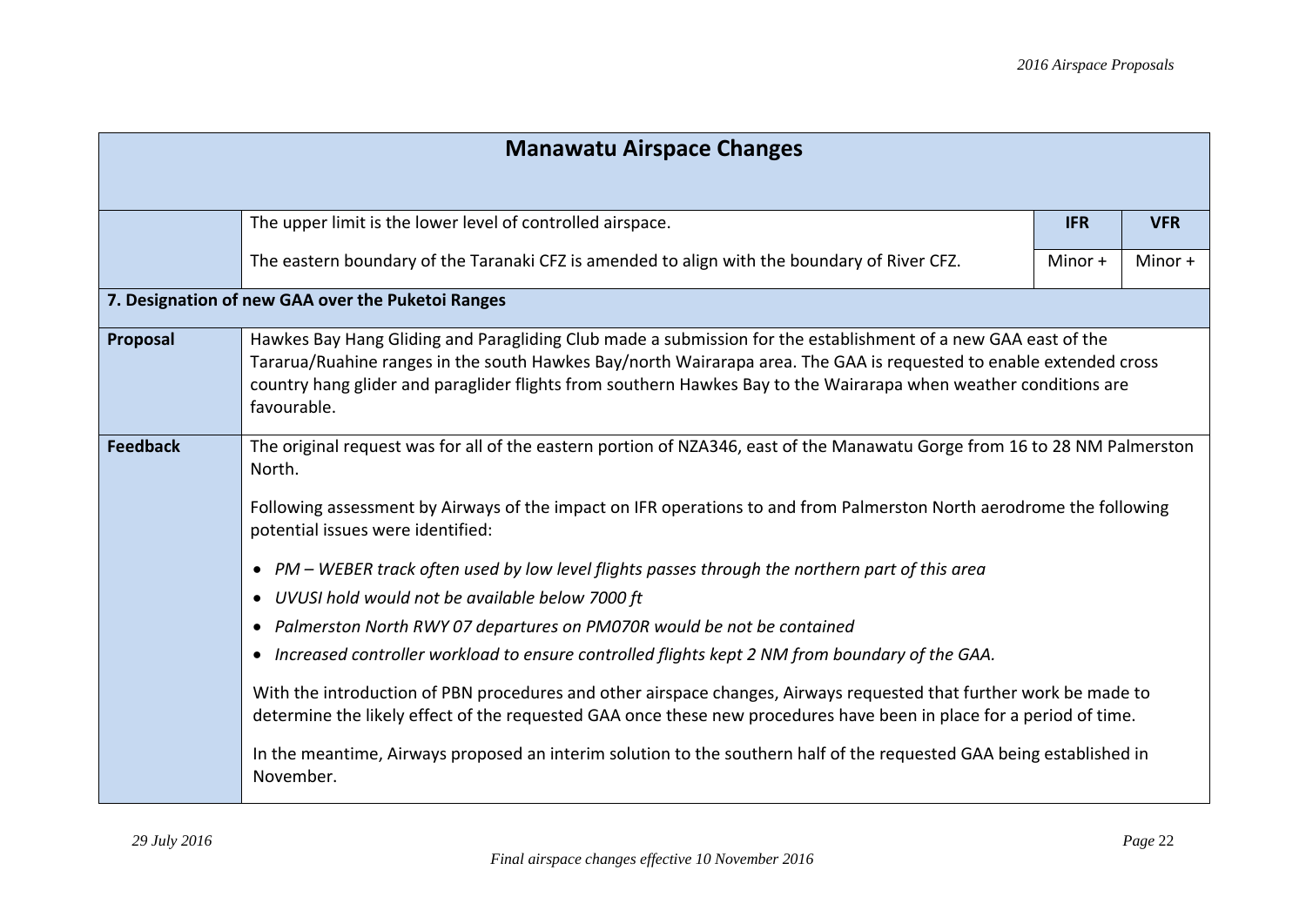## Manawatu Airspace Changes

| | | IFR | VFR |
|---|---|---|---|
| | The upper limit is the lower level of controlled airspace.<br><br>The eastern boundary of the Taranaki CFZ is amended to align with the boundary of River CFZ. | Minor + | Minor + |

**7. Designation of new GAA over the Puketoi Ranges**

| | |
|---|---|
| **Proposal** | Hawkes Bay Hang Gliding and Paragliding Club made a submission for the establishment of a new GAA east of the Tararua/Ruahine ranges in the south Hawkes Bay/north Wairarapa area. The GAA is requested to enable extended cross country hang glider and paraglider flights from southern Hawkes Bay to the Wairarapa when weather conditions are favourable. |
| **Feedback** | The original request was for all of the eastern portion of NZA346, east of the Manawatu Gorge from 16 to 28 NM Palmerston North.<br><br>Following assessment by Airways of the impact on IFR operations to and from Palmerston North aerodrome the following potential issues were identified:<br><br>• *PM – WEBER track often used by low level flights passes through the northern part of this area*<br>• *UVUSI hold would not be available below 7000 ft*<br>• *Palmerston North RWY 07 departures on PM070R would be not be contained*<br>• *Increased controller workload to ensure controlled flights kept 2 NM from boundary of the GAA.*<br><br>With the introduction of PBN procedures and other airspace changes, Airways requested that further work be made to determine the likely effect of the requested GAA once these new procedures have been in place for a period of time.<br><br>In the meantime, Airways proposed an interim solution to the southern half of the requested GAA being established in November. |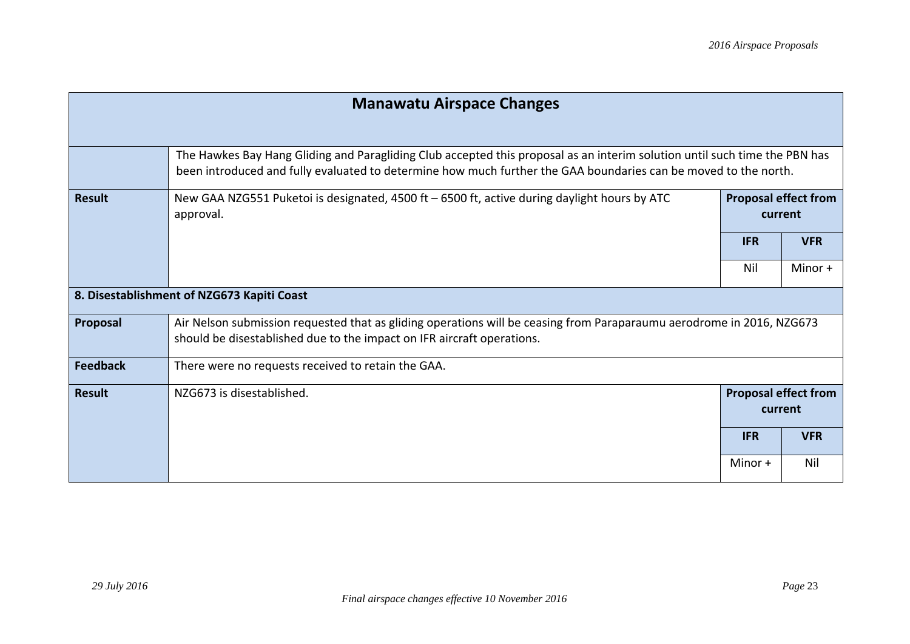| Manawatu Airspace Changes | | | |
|---|---|---|---|
| | The Hawkes Bay Hang Gliding and Paragliding Club accepted this proposal as an interim solution until such time the PBN has been introduced and fully evaluated to determine how much further the GAA boundaries can be moved to the north. | | |
| **Result** | New GAA NZG551 Puketoi is designated, 4500 ft – 6500 ft, active during daylight hours by ATC approval. | **Proposal effect from current** | |
| | | **IFR** | **VFR** |
| | | Nil | Minor + |
| **8. Disestablishment of NZG673 Kapiti Coast** | | | |
| **Proposal** | Air Nelson submission requested that as gliding operations will be ceasing from Paraparaumu aerodrome in 2016, NZG673 should be disestablished due to the impact on IFR aircraft operations. | | |
| **Feedback** | There were no requests received to retain the GAA. | | |
| **Result** | NZG673 is disestablished. | **Proposal effect from current** | |
| | | **IFR** | **VFR** |
| | | Minor + | Nil |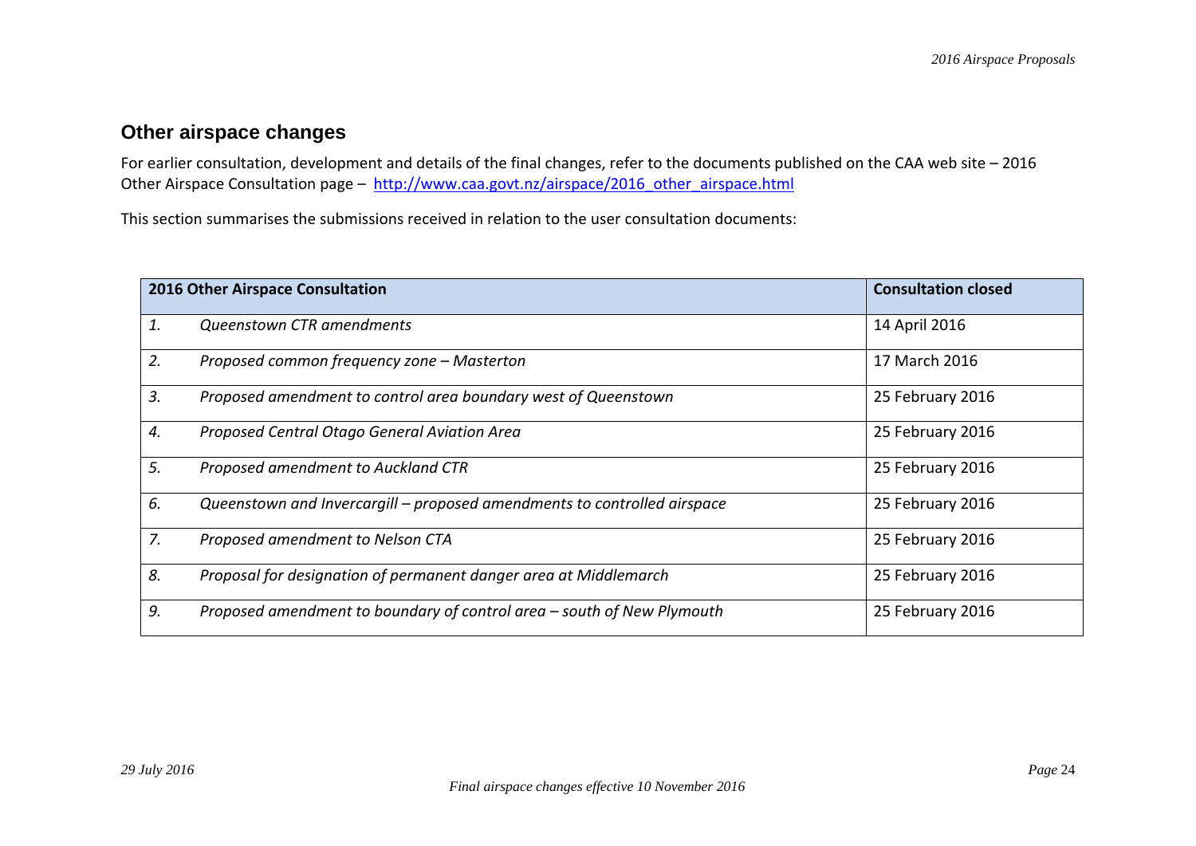## Other airspace changes

For earlier consultation, development and details of the final changes, refer to the documents published on the CAA web site – 2016 Other Airspace Consultation page – http://www.caa.govt.nz/airspace/2016_other_airspace.html

This section summarises the submissions received in relation to the user consultation documents:

| 2016 Other Airspace Consultation | | Consultation closed |
|---|---|---|
| *1.* | *Queenstown CTR amendments* | 14 April 2016 |
| *2.* | *Proposed common frequency zone – Masterton* | 17 March 2016 |
| *3.* | *Proposed amendment to control area boundary west of Queenstown* | 25 February 2016 |
| *4.* | *Proposed Central Otago General Aviation Area* | 25 February 2016 |
| *5.* | *Proposed amendment to Auckland CTR* | 25 February 2016 |
| *6.* | *Queenstown and Invercargill – proposed amendments to controlled airspace* | 25 February 2016 |
| *7.* | *Proposed amendment to Nelson CTA* | 25 February 2016 |
| *8.* | *Proposal for designation of permanent danger area at Middlemarch* | 25 February 2016 |
| *9.* | *Proposed amendment to boundary of control area – south of New Plymouth* | 25 February 2016 |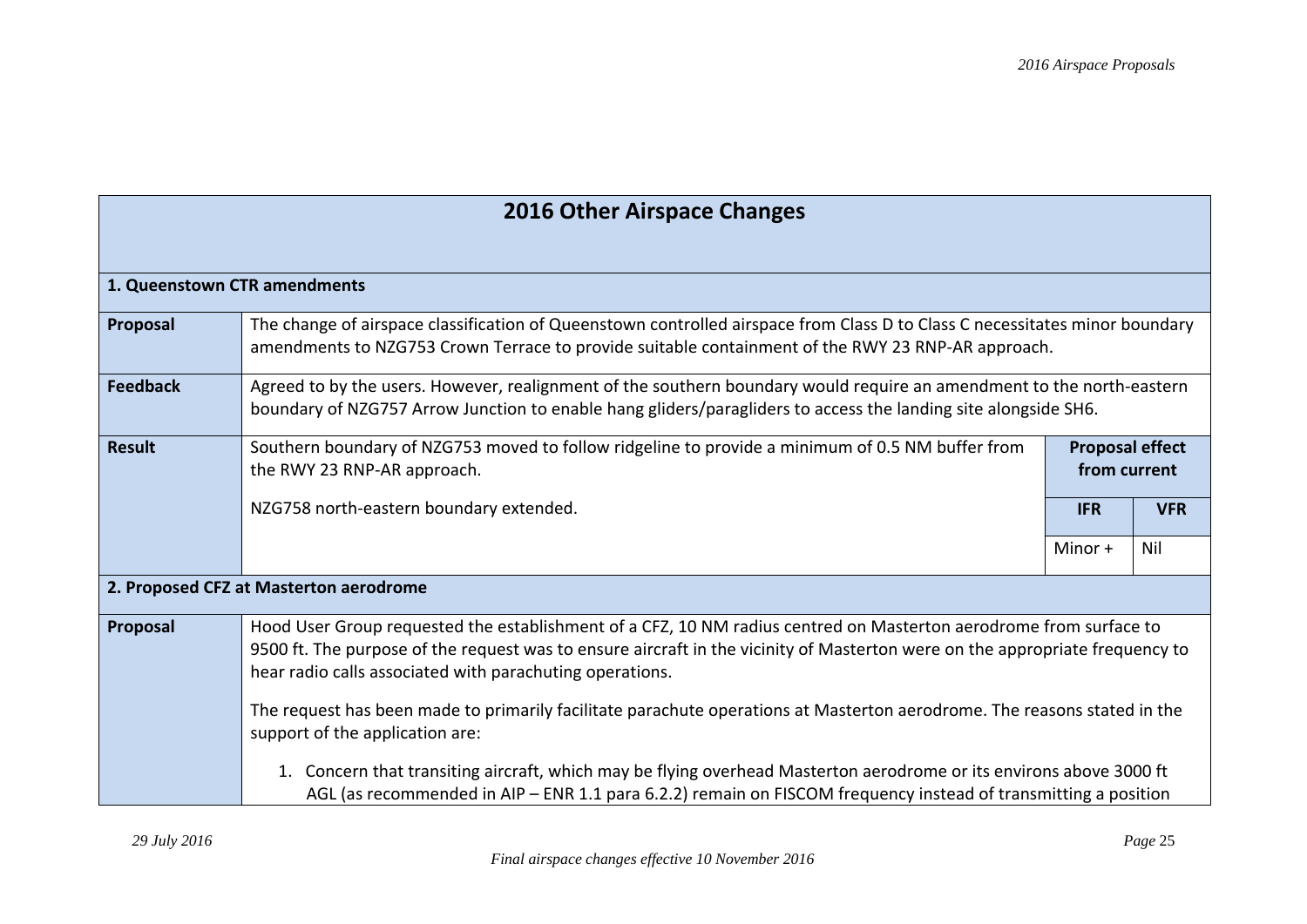## 2016 Other Airspace Changes

| **1. Queenstown CTR amendments** | | | |
|---|---|---|---|
| **Proposal** | The change of airspace classification of Queenstown controlled airspace from Class D to Class C necessitates minor boundary amendments to NZG753 Crown Terrace to provide suitable containment of the RWY 23 RNP-AR approach. | | |
| **Feedback** | Agreed to by the users. However, realignment of the southern boundary would require an amendment to the north-eastern boundary of NZG757 Arrow Junction to enable hang gliders/paragliders to access the landing site alongside SH6. | | |
| **Result** | Southern boundary of NZG753 moved to follow ridgeline to provide a minimum of 0.5 NM buffer from the RWY 23 RNP-AR approach. | **Proposal effect from current** | |
| | NZG758 north-eastern boundary extended. | **IFR** | **VFR** |
| | | Minor + | Nil |
| **2. Proposed CFZ at Masterton aerodrome** | | | |
| **Proposal** | Hood User Group requested the establishment of a CFZ, 10 NM radius centred on Masterton aerodrome from surface to 9500 ft. The purpose of the request was to ensure aircraft in the vicinity of Masterton were on the appropriate frequency to hear radio calls associated with parachuting operations.<br><br>The request has been made to primarily facilitate parachute operations at Masterton aerodrome. The reasons stated in the support of the application are:<br><br>1. Concern that transiting aircraft, which may be flying overhead Masterton aerodrome or its environs above 3000 ft AGL (as recommended in AIP – ENR 1.1 para 6.2.2) remain on FISCOM frequency instead of transmitting a position | | |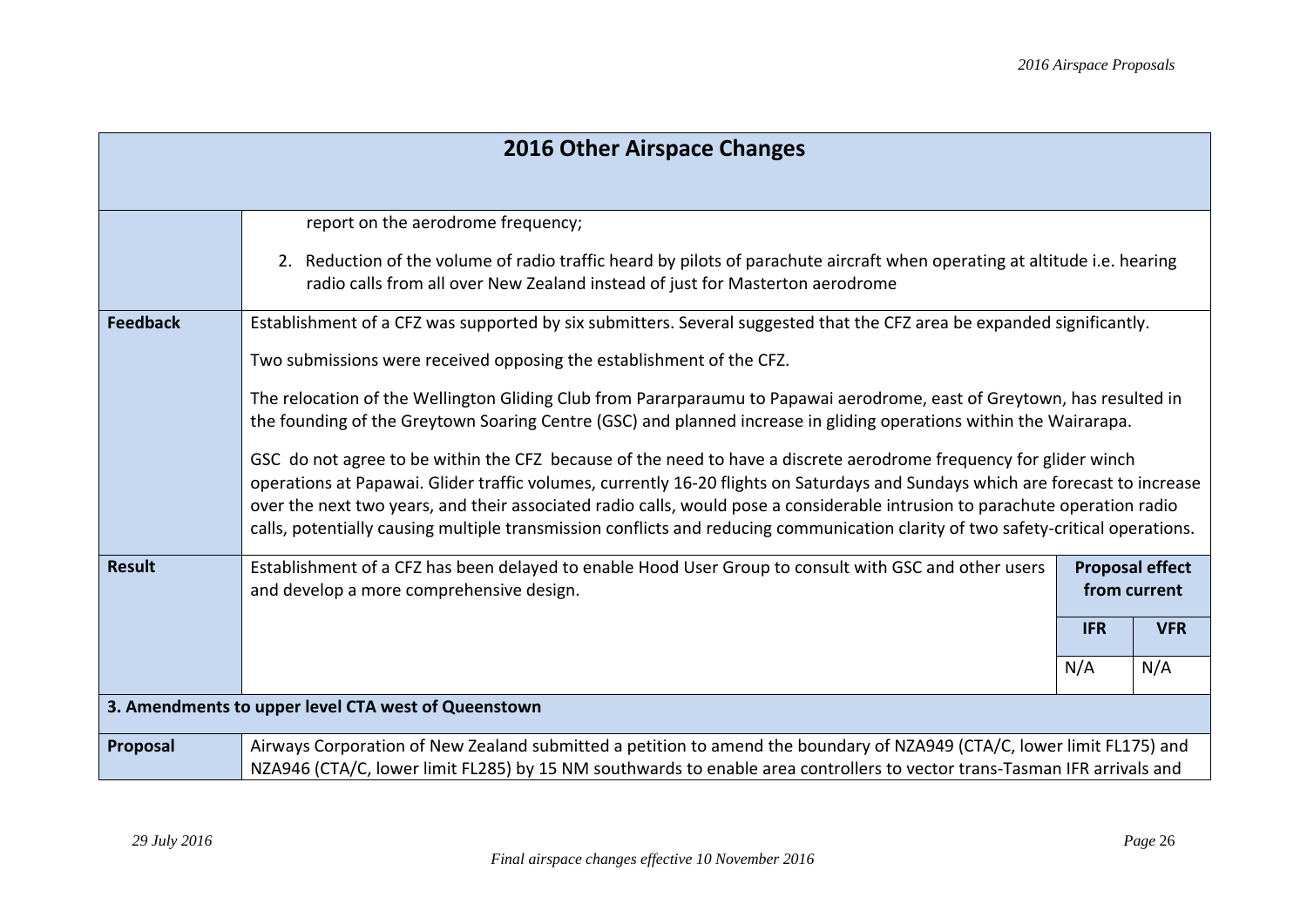| 2016 Other Airspace Changes | | | |
|---|---|---|---|
| | report on the aerodrome frequency;<br><br>2. Reduction of the volume of radio traffic heard by pilots of parachute aircraft when operating at altitude i.e. hearing radio calls from all over New Zealand instead of just for Masterton aerodrome | | |
| **Feedback** | Establishment of a CFZ was supported by six submitters. Several suggested that the CFZ area be expanded significantly.<br><br>Two submissions were received opposing the establishment of the CFZ.<br><br>The relocation of the Wellington Gliding Club from Pararparaumu to Papawai aerodrome, east of Greytown, has resulted in the founding of the Greytown Soaring Centre (GSC) and planned increase in gliding operations within the Wairarapa.<br><br>GSC do not agree to be within the CFZ because of the need to have a discrete aerodrome frequency for glider winch operations at Papawai. Glider traffic volumes, currently 16-20 flights on Saturdays and Sundays which are forecast to increase over the next two years, and their associated radio calls, would pose a considerable intrusion to parachute operation radio calls, potentially causing multiple transmission conflicts and reducing communication clarity of two safety-critical operations. | | |
| **Result** | Establishment of a CFZ has been delayed to enable Hood User Group to consult with GSC and other users and develop a more comprehensive design. | **Proposal effect from current** | |
| | | **IFR** | **VFR** |
| | | N/A | N/A |
| **3. Amendments to upper level CTA west of Queenstown** | | | |
| **Proposal** | Airways Corporation of New Zealand submitted a petition to amend the boundary of NZA949 (CTA/C, lower limit FL175) and NZA946 (CTA/C, lower limit FL285) by 15 NM southwards to enable area controllers to vector trans-Tasman IFR arrivals and | | |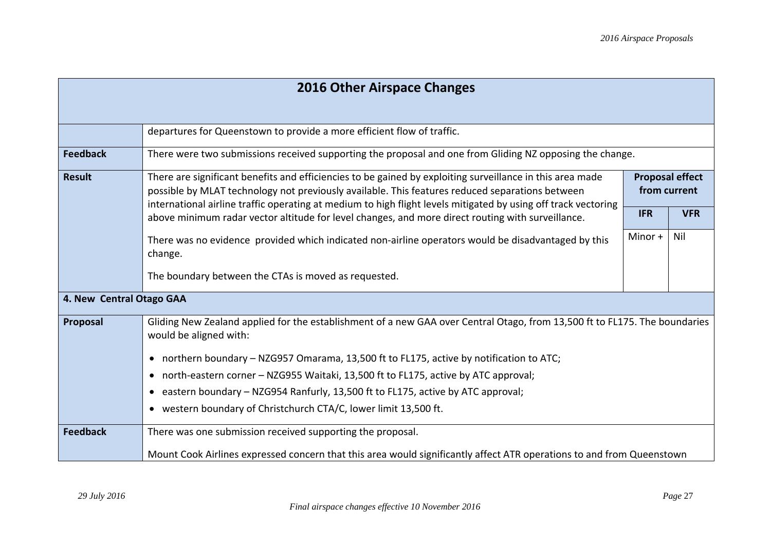## 2016 Other Airspace Changes

| | | | |
|---|---|---|---|
| | departures for Queenstown to provide a more efficient flow of traffic. | | |
| **Feedback** | There were two submissions received supporting the proposal and one from Gliding NZ opposing the change. | | |
| **Result** | There are significant benefits and efficiencies to be gained by exploiting surveillance in this area made possible by MLAT technology not previously available. This features reduced separations between international airline traffic operating at medium to high flight levels mitigated by using off track vectoring above minimum radar vector altitude for level changes, and more direct routing with surveillance.<br><br>There was no evidence provided which indicated non-airline operators would be disadvantaged by this change.<br><br>The boundary between the CTAs is moved as requested. | **Proposal effect from current** | |
| | | **IFR** | **VFR** |
| | | Minor + | Nil |

### 4. New Central Otago GAA

| | |
|---|---|
| **Proposal** | Gliding New Zealand applied for the establishment of a new GAA over Central Otago, from 13,500 ft to FL175. The boundaries would be aligned with:<br><br>• northern boundary – NZG957 Omarama, 13,500 ft to FL175, active by notification to ATC;<br>• north-eastern corner – NZG955 Waitaki, 13,500 ft to FL175, active by ATC approval;<br>• eastern boundary – NZG954 Ranfurly, 13,500 ft to FL175, active by ATC approval;<br>• western boundary of Christchurch CTA/C, lower limit 13,500 ft. |
| **Feedback** | There was one submission received supporting the proposal.<br><br>Mount Cook Airlines expressed concern that this area would significantly affect ATR operations to and from Queenstown |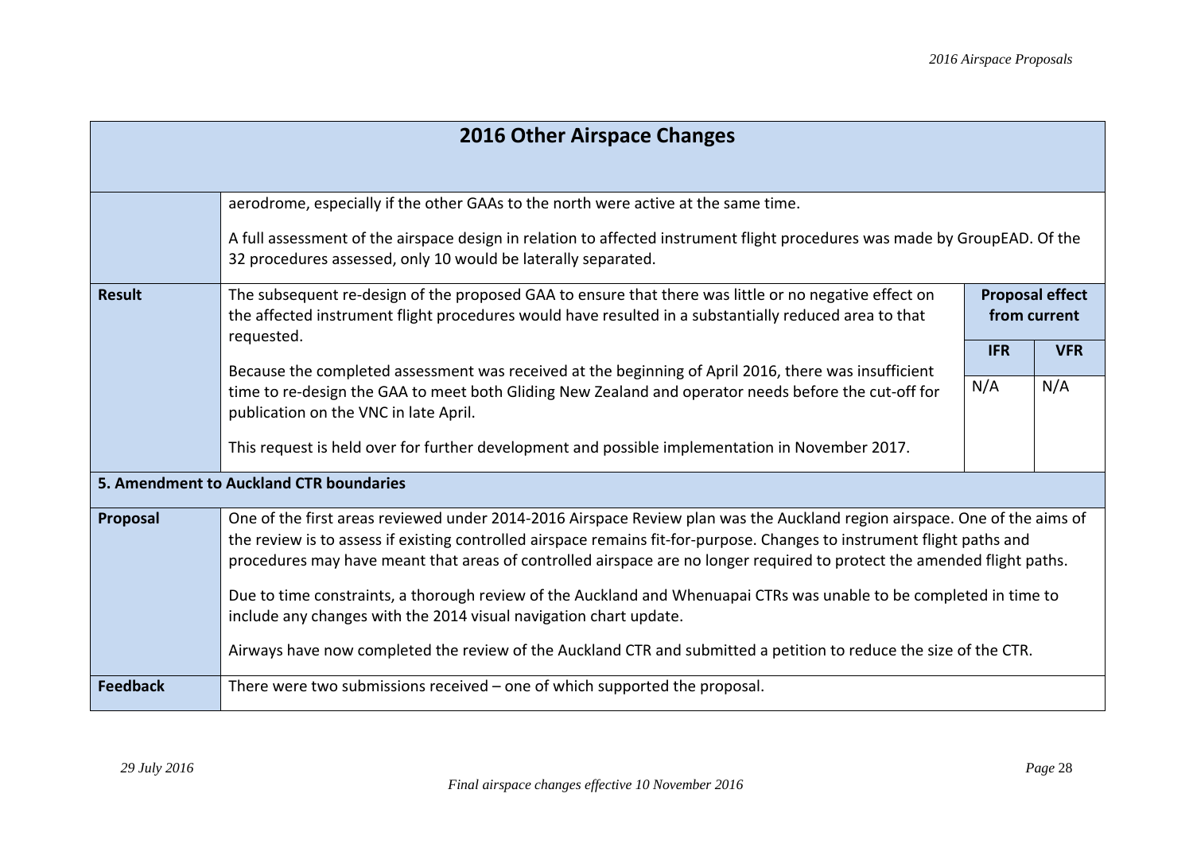## 2016 Other Airspace Changes

| | | | |
|---|---|---|---|
| | aerodrome, especially if the other GAAs to the north were active at the same time.<br><br>A full assessment of the airspace design in relation to affected instrument flight procedures was made by GroupEAD. Of the 32 procedures assessed, only 10 would be laterally separated. | | |
| **Result** | The subsequent re-design of the proposed GAA to ensure that there was little or no negative effect on the affected instrument flight procedures would have resulted in a substantially reduced area to that requested.<br><br>Because the completed assessment was received at the beginning of April 2016, there was insufficient time to re-design the GAA to meet both Gliding New Zealand and operator needs before the cut-off for publication on the VNC in late April.<br><br>This request is held over for further development and possible implementation in November 2017. | **Proposal effect from current** | |
| | | **IFR** | **VFR** |
| | | N/A | N/A |
| **5. Amendment to Auckland CTR boundaries** | | | |
| **Proposal** | One of the first areas reviewed under 2014-2016 Airspace Review plan was the Auckland region airspace. One of the aims of the review is to assess if existing controlled airspace remains fit-for-purpose. Changes to instrument flight paths and procedures may have meant that areas of controlled airspace are no longer required to protect the amended flight paths.<br><br>Due to time constraints, a thorough review of the Auckland and Whenuapai CTRs was unable to be completed in time to include any changes with the 2014 visual navigation chart update.<br><br>Airways have now completed the review of the Auckland CTR and submitted a petition to reduce the size of the CTR. | | |
| **Feedback** | There were two submissions received – one of which supported the proposal. | | |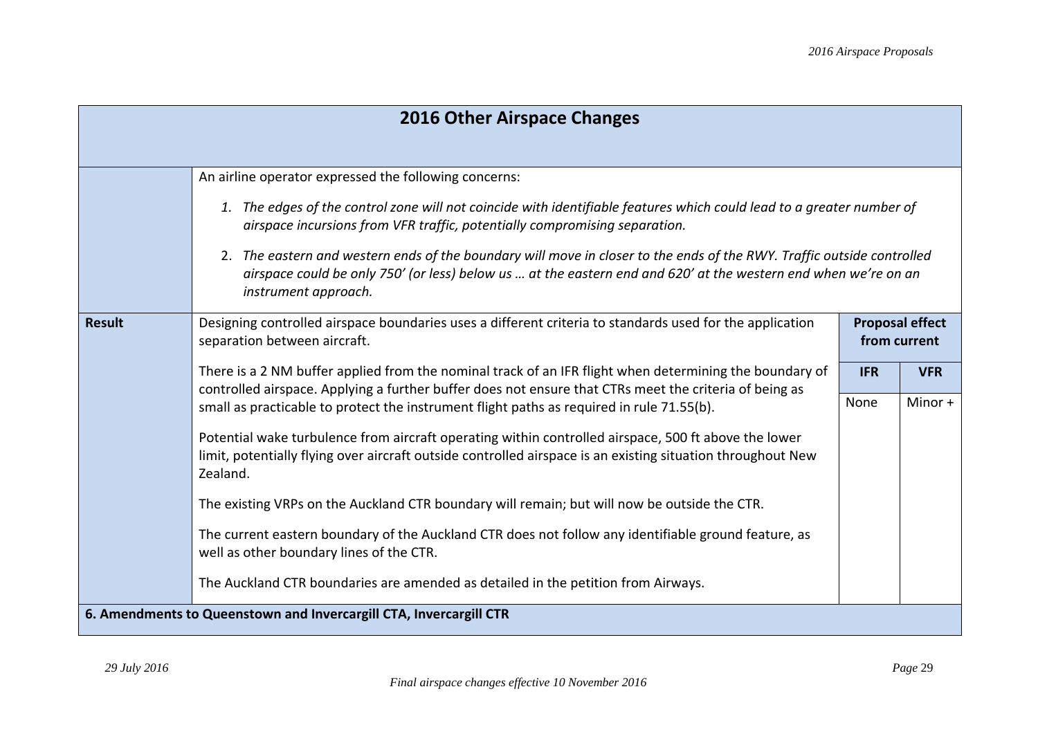## 2016 Other Airspace Changes

| | | | |
|---|---|---|---|
| | An airline operator expressed the following concerns:<br><br>1. *The edges of the control zone will not coincide with identifiable features which could lead to a greater number of airspace incursions from VFR traffic, potentially compromising separation.*<br><br>2. *The eastern and western ends of the boundary will move in closer to the ends of the RWY. Traffic outside controlled airspace could be only 750' (or less) below us … at the eastern end and 620' at the western end when we're on an instrument approach.* | | |
| **Result** | Designing controlled airspace boundaries uses a different criteria to standards used for the application separation between aircraft.<br><br>There is a 2 NM buffer applied from the nominal track of an IFR flight when determining the boundary of controlled airspace. Applying a further buffer does not ensure that CTRs meet the criteria of being as small as practicable to protect the instrument flight paths as required in rule 71.55(b).<br><br>Potential wake turbulence from aircraft operating within controlled airspace, 500 ft above the lower limit, potentially flying over aircraft outside controlled airspace is an existing situation throughout New Zealand.<br><br>The existing VRPs on the Auckland CTR boundary will remain; but will now be outside the CTR.<br><br>The current eastern boundary of the Auckland CTR does not follow any identifiable ground feature, as well as other boundary lines of the CTR.<br><br>The Auckland CTR boundaries are amended as detailed in the petition from Airways. | **Proposal effect from current**<br><br>**IFR**<br><br>None | <br><br><br>**VFR**<br><br>Minor + |

**6. Amendments to Queenstown and Invercargill CTA, Invercargill CTR**

*Final airspace changes effective 10 November 2016*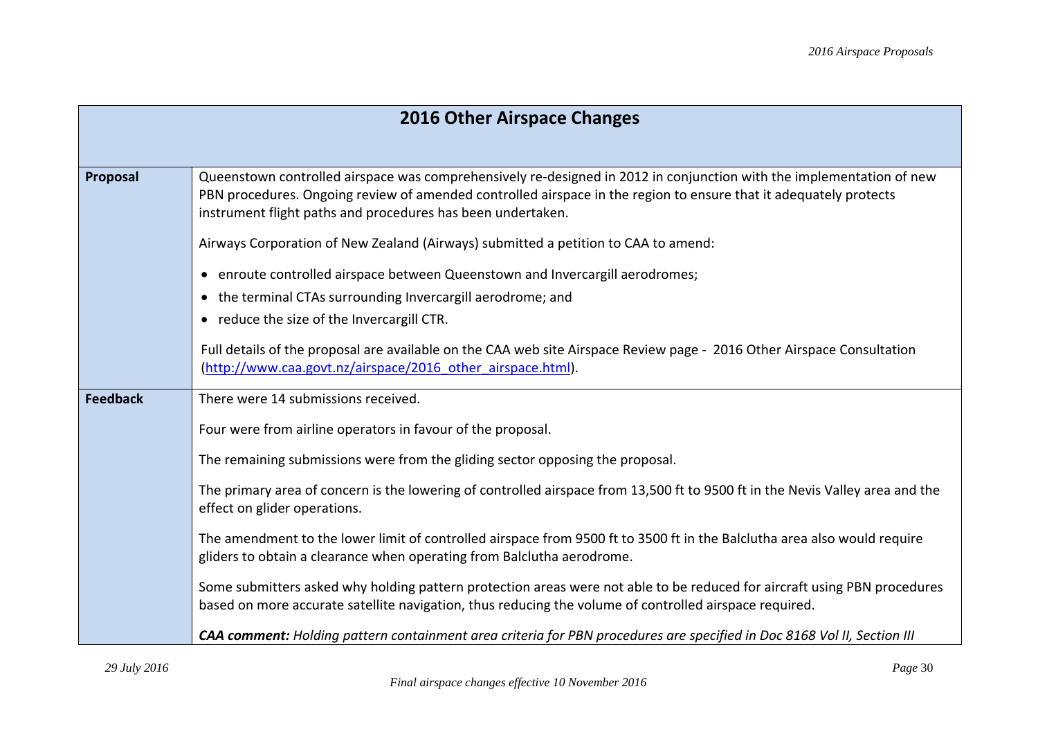| 2016 Other Airspace Changes | |
|---|---|
| **Proposal** | Queenstown controlled airspace was comprehensively re-designed in 2012 in conjunction with the implementation of new PBN procedures. Ongoing review of amended controlled airspace in the region to ensure that it adequately protects instrument flight paths and procedures has been undertaken.<br><br>Airways Corporation of New Zealand (Airways) submitted a petition to CAA to amend:<br><br>• enroute controlled airspace between Queenstown and Invercargill aerodromes;<br>• the terminal CTAs surrounding Invercargill aerodrome; and<br>• reduce the size of the Invercargill CTR.<br><br>Full details of the proposal are available on the CAA web site Airspace Review page - 2016 Other Airspace Consultation ([http://www.caa.govt.nz/airspace/2016_other_airspace.html](http://www.caa.govt.nz/airspace/2016_other_airspace.html)). |
| **Feedback** | There were 14 submissions received.<br><br>Four were from airline operators in favour of the proposal.<br><br>The remaining submissions were from the gliding sector opposing the proposal.<br><br>The primary area of concern is the lowering of controlled airspace from 13,500 ft to 9500 ft in the Nevis Valley area and the effect on glider operations.<br><br>The amendment to the lower limit of controlled airspace from 9500 ft to 3500 ft in the Balclutha area also would require gliders to obtain a clearance when operating from Balclutha aerodrome.<br><br>Some submitters asked why holding pattern protection areas were not able to be reduced for aircraft using PBN procedures based on more accurate satellite navigation, thus reducing the volume of controlled airspace required.<br><br>***CAA comment:*** *Holding pattern containment area criteria for PBN procedures are specified in Doc 8168 Vol II, Section III* |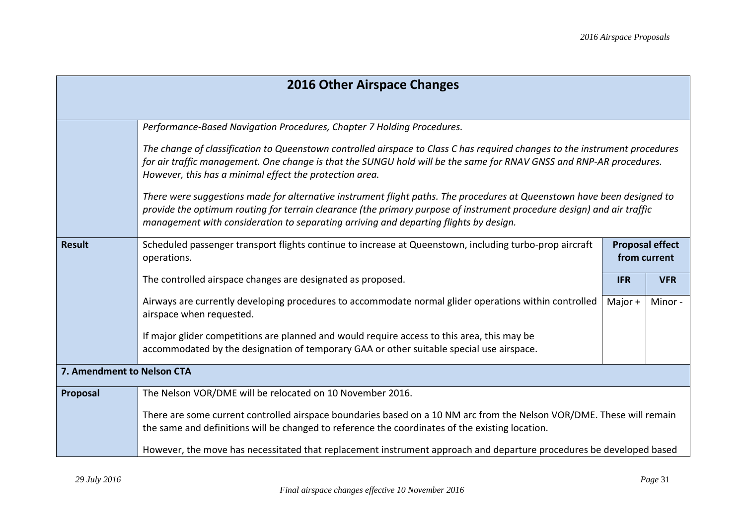| 2016 Other Airspace Changes | | | |
|---|---|---|---|
| | *Performance-Based Navigation Procedures, Chapter 7 Holding Procedures.*<br><br>*The change of classification to Queenstown controlled airspace to Class C has required changes to the instrument procedures for air traffic management. One change is that the SUNGU hold will be the same for RNAV GNSS and RNP-AR procedures. However, this has a minimal effect the protection area.*<br><br>*There were suggestions made for alternative instrument flight paths. The procedures at Queenstown have been designed to provide the optimum routing for terrain clearance (the primary purpose of instrument procedure design) and air traffic management with consideration to separating arriving and departing flights by design.* | | |
| **Result** | Scheduled passenger transport flights continue to increase at Queenstown, including turbo-prop aircraft operations. | **Proposal effect from current** | |
| | The controlled airspace changes are designated as proposed. | **IFR** | **VFR** |
| | Airways are currently developing procedures to accommodate normal glider operations within controlled airspace when requested.<br><br>If major glider competitions are planned and would require access to this area, this may be accommodated by the designation of temporary GAA or other suitable special use airspace. | Major + | Minor - |
| **7. Amendment to Nelson CTA** | | | |
| **Proposal** | The Nelson VOR/DME will be relocated on 10 November 2016.<br><br>There are some current controlled airspace boundaries based on a 10 NM arc from the Nelson VOR/DME. These will remain the same and definitions will be changed to reference the coordinates of the existing location.<br><br>However, the move has necessitated that replacement instrument approach and departure procedures be developed based | | |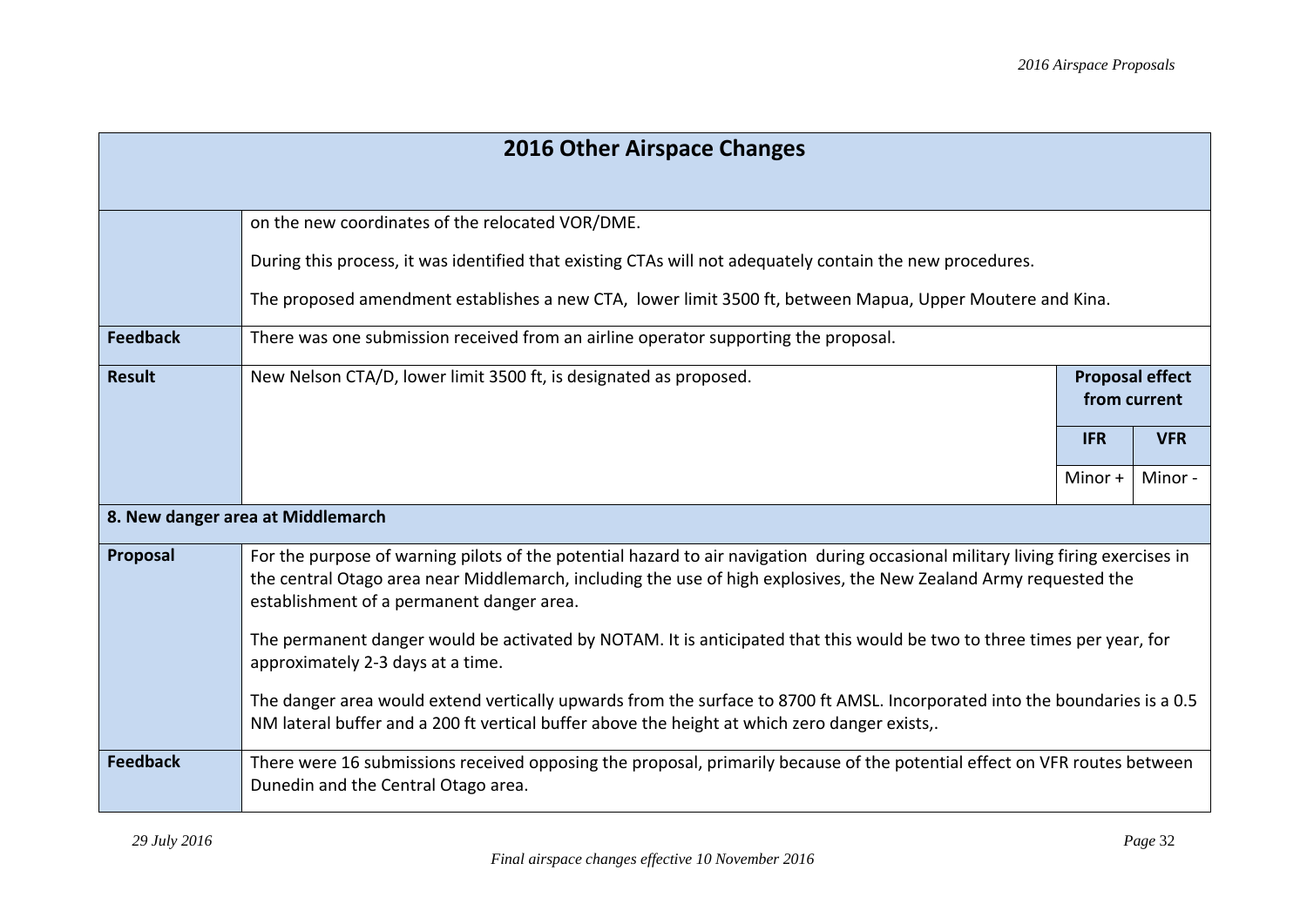## 2016 Other Airspace Changes

| | | | |
|---|---|---|---|
| | on the new coordinates of the relocated VOR/DME.<br><br>During this process, it was identified that existing CTAs will not adequately contain the new procedures.<br><br>The proposed amendment establishes a new CTA, lower limit 3500 ft, between Mapua, Upper Moutere and Kina. | | |
| **Feedback** | There was one submission received from an airline operator supporting the proposal. | | |
| **Result** | New Nelson CTA/D, lower limit 3500 ft, is designated as proposed. | **Proposal effect from current** | |
| | | **IFR** | **VFR** |
| | | Minor + | Minor - |
| **8. New danger area at Middlemarch** | | | |
| **Proposal** | For the purpose of warning pilots of the potential hazard to air navigation during occasional military living firing exercises in the central Otago area near Middlemarch, including the use of high explosives, the New Zealand Army requested the establishment of a permanent danger area.<br><br>The permanent danger would be activated by NOTAM. It is anticipated that this would be two to three times per year, for approximately 2-3 days at a time.<br><br>The danger area would extend vertically upwards from the surface to 8700 ft AMSL. Incorporated into the boundaries is a 0.5 NM lateral buffer and a 200 ft vertical buffer above the height at which zero danger exists,. | | |
| **Feedback** | There were 16 submissions received opposing the proposal, primarily because of the potential effect on VFR routes between Dunedin and the Central Otago area. | | |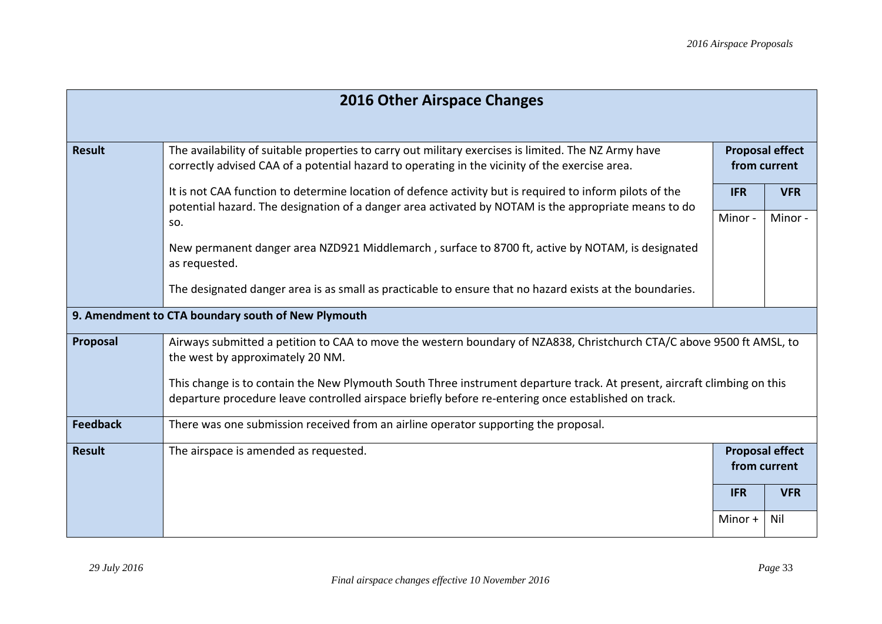| 2016 Other Airspace Changes | | | |
|---|---|---|---|
| **Result** | The availability of suitable properties to carry out military exercises is limited. The NZ Army have correctly advised CAA of a potential hazard to operating in the vicinity of the exercise area.<br><br>It is not CAA function to determine location of defence activity but is required to inform pilots of the potential hazard. The designation of a danger area activated by NOTAM is the appropriate means to do so.<br><br>New permanent danger area NZD921 Middlemarch , surface to 8700 ft, active by NOTAM, is designated as requested.<br><br>The designated danger area is as small as practicable to ensure that no hazard exists at the boundaries. | **Proposal effect from current** | |
| | | **IFR** | **VFR** |
| | | Minor - | Minor - |
| **9. Amendment to CTA boundary south of New Plymouth** | | | |
| **Proposal** | Airways submitted a petition to CAA to move the western boundary of NZA838, Christchurch CTA/C above 9500 ft AMSL, to the west by approximately 20 NM.<br><br>This change is to contain the New Plymouth South Three instrument departure track. At present, aircraft climbing on this departure procedure leave controlled airspace briefly before re-entering once established on track. | | |
| **Feedback** | There was one submission received from an airline operator supporting the proposal. | | |
| **Result** | The airspace is amended as requested. | **Proposal effect from current** | |
| | | **IFR** | **VFR** |
| | | Minor + | Nil |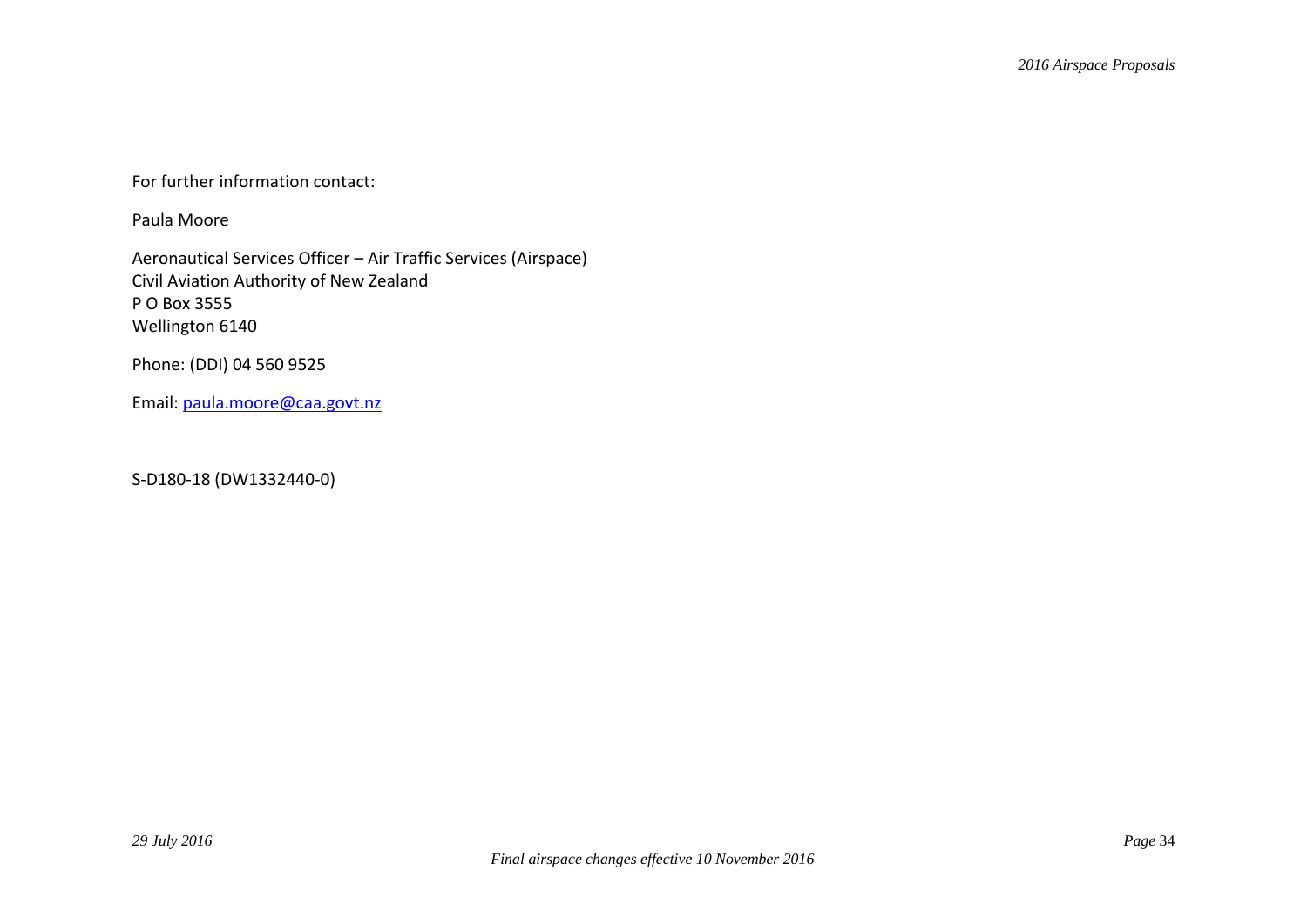For further information contact:

Paula Moore

Aeronautical Services Officer – Air Traffic Services (Airspace)
Civil Aviation Authority of New Zealand
P O Box 3555
Wellington 6140

Phone: (DDI) 04 560 9525

Email: [paula.moore@caa.govt.nz](mailto:paula.moore@caa.govt.nz)

S-D180-18 (DW1332440-0)